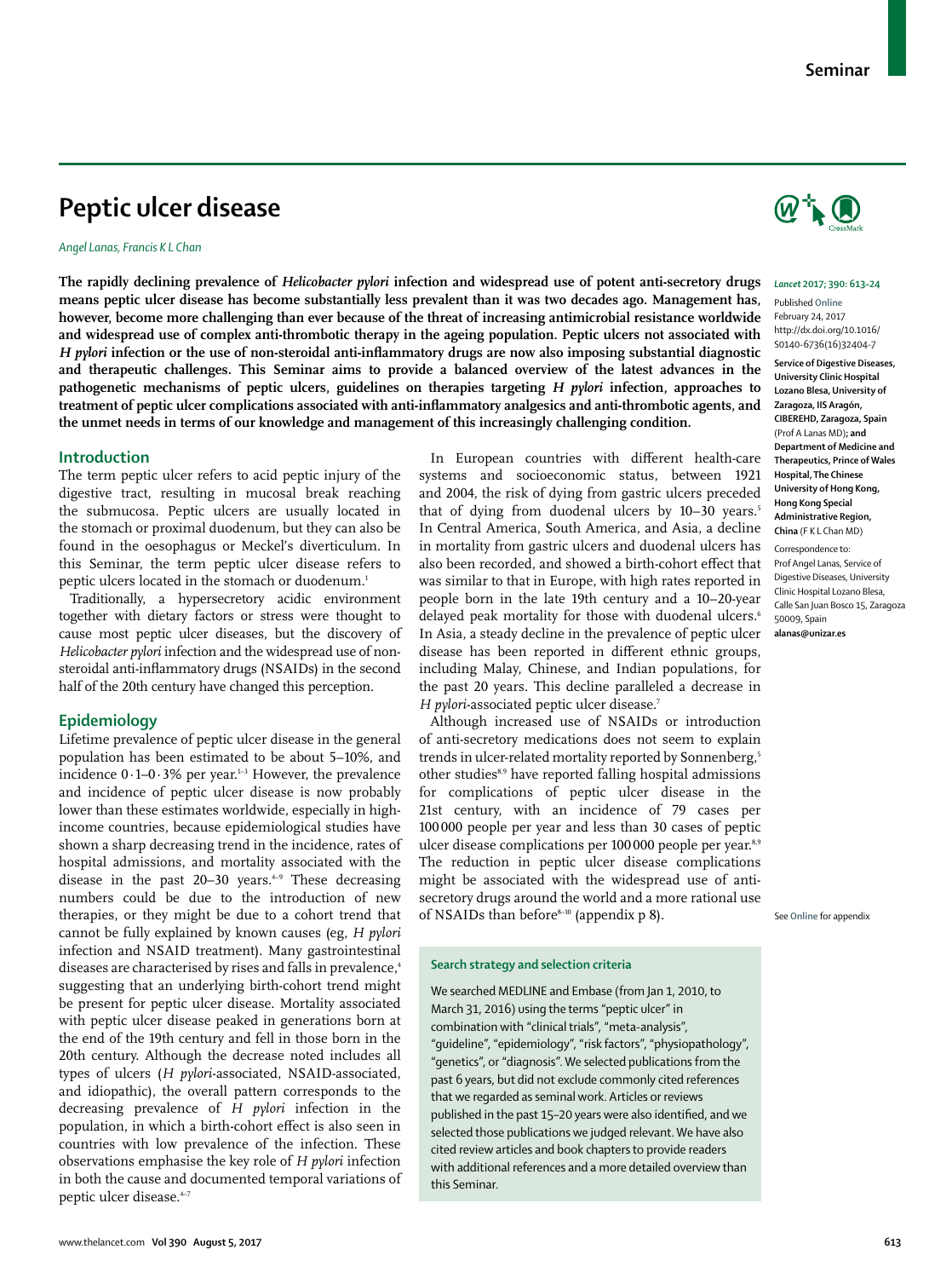# Peptic ulcer disease

*Angel Lanas, Francis K L Chan*

**The rapidly declining prevalence of *Helicobacter pylori* infection and widespread use of potent anti-secretory drugs means peptic ulcer disease has become substantially less prevalent than it was two decades ago. Management has, however, become more challenging than ever because of the threat of increasing antimicrobial resistance worldwide and widespread use of complex anti-thrombotic therapy in the ageing population. Peptic ulcers not associated with *H pylori* infection or the use of non-steroidal anti-inflammatory drugs are now also imposing substantial diagnostic and therapeutic challenges. This Seminar aims to provide a balanced overview of the latest advances in the pathogenetic mechanisms of peptic ulcers, guidelines on therapies targeting *H pylori* infection, approaches to treatment of peptic ulcer complications associated with anti-inflammatory analgesics and anti-thrombotic agents, and the unmet needs in terms of our knowledge and management of this increasingly challenging condition.**

*Lancet* 2017; 390: 613–24

Published Online February 24, 2017 http://dx.doi.org/10.1016/S0140-6736(16)32404-7

**Service of Digestive Diseases, University Clinic Hospital Lozano Blesa, University of Zaragoza, IIS Aragón, CIBEREHD, Zaragoza, Spain** (Prof A Lanas MD)**; and Department of Medicine and Therapeutics, Prince of Wales Hospital, The Chinese University of Hong Kong, Hong Kong Special Administrative Region, China** (F K L Chan MD)

Correspondence to: Prof Angel Lanas, Service of Digestive Diseases, University Clinic Hospital Lozano Blesa, Calle San Juan Bosco 15, Zaragoza 50009, Spain **alanas@unizar.es**

## Introduction

The term peptic ulcer refers to acid peptic injury of the digestive tract, resulting in mucosal break reaching the submucosa. Peptic ulcers are usually located in the stomach or proximal duodenum, but they can also be found in the oesophagus or Meckel's diverticulum. In this Seminar, the term peptic ulcer disease refers to peptic ulcers located in the stomach or duodenum.[1]

Traditionally, a hypersecretory acidic environment together with dietary factors or stress were thought to cause most peptic ulcer diseases, but the discovery of *Helicobacter pylori* infection and the widespread use of non-steroidal anti-inflammatory drugs (NSAIDs) in the second half of the 20th century have changed this perception.

## Epidemiology

Lifetime prevalence of peptic ulcer disease in the general population has been estimated to be about 5–10%, and incidence 0·1–0·3% per year.[1–3] However, the prevalence and incidence of peptic ulcer disease is now probably lower than these estimates worldwide, especially in high-income countries, because epidemiological studies have shown a sharp decreasing trend in the incidence, rates of hospital admissions, and mortality associated with the disease in the past 20–30 years.[4–9] These decreasing numbers could be due to the introduction of new therapies, or they might be due to a cohort trend that cannot be fully explained by known causes (eg, *H pylori* infection and NSAID treatment). Many gastrointestinal diseases are characterised by rises and falls in prevalence,[4] suggesting that an underlying birth-cohort trend might be present for peptic ulcer disease. Mortality associated with peptic ulcer disease peaked in generations born at the end of the 19th century and fell in those born in the 20th century. Although the decrease noted includes all types of ulcers (*H pylori*-associated, NSAID-associated, and idiopathic), the overall pattern corresponds to the decreasing prevalence of *H pylori* infection in the population, in which a birth-cohort effect is also seen in countries with low prevalence of the infection. These observations emphasise the key role of *H pylori* infection in both the cause and documented temporal variations of peptic ulcer disease.[4–7]

In European countries with different health-care systems and socioeconomic status, between 1921 and 2004, the risk of dying from gastric ulcers preceded that of dying from duodenal ulcers by 10–30 years.[5] In Central America, South America, and Asia, a decline in mortality from gastric ulcers and duodenal ulcers has also been recorded, and showed a birth-cohort effect that was similar to that in Europe, with high rates reported in people born in the late 19th century and a 10–20-year delayed peak mortality for those with duodenal ulcers.[6] In Asia, a steady decline in the prevalence of peptic ulcer disease has been reported in different ethnic groups, including Malay, Chinese, and Indian populations, for the past 20 years. This decline paralleled a decrease in *H pylori*-associated peptic ulcer disease.[7]

Although increased use of NSAIDs or introduction of anti-secretory medications does not seem to explain trends in ulcer-related mortality reported by Sonnenberg,[5] other studies[8,9] have reported falling hospital admissions for complications of peptic ulcer disease in the 21st century, with an incidence of 79 cases per 100 000 people per year and less than 30 cases of peptic ulcer disease complications per 100 000 people per year.[8,9] The reduction in peptic ulcer disease complications might be associated with the widespread use of anti-secretory drugs around the world and a more rational use of NSAIDs than before[8–10] (appendix p 8).

See **Online** for appendix

### Search strategy and selection criteria

We searched MEDLINE and Embase (from Jan 1, 2010, to March 31, 2016) using the terms "peptic ulcer" in combination with "clinical trials", "meta-analysis", "guideline", "epidemiology", "risk factors", "physiopathology", "genetics", or "diagnosis". We selected publications from the past 6 years, but did not exclude commonly cited references that we regarded as seminal work. Articles or reviews published in the past 15–20 years were also identified, and we selected those publications we judged relevant. We have also cited review articles and book chapters to provide readers with additional references and a more detailed overview than this Seminar.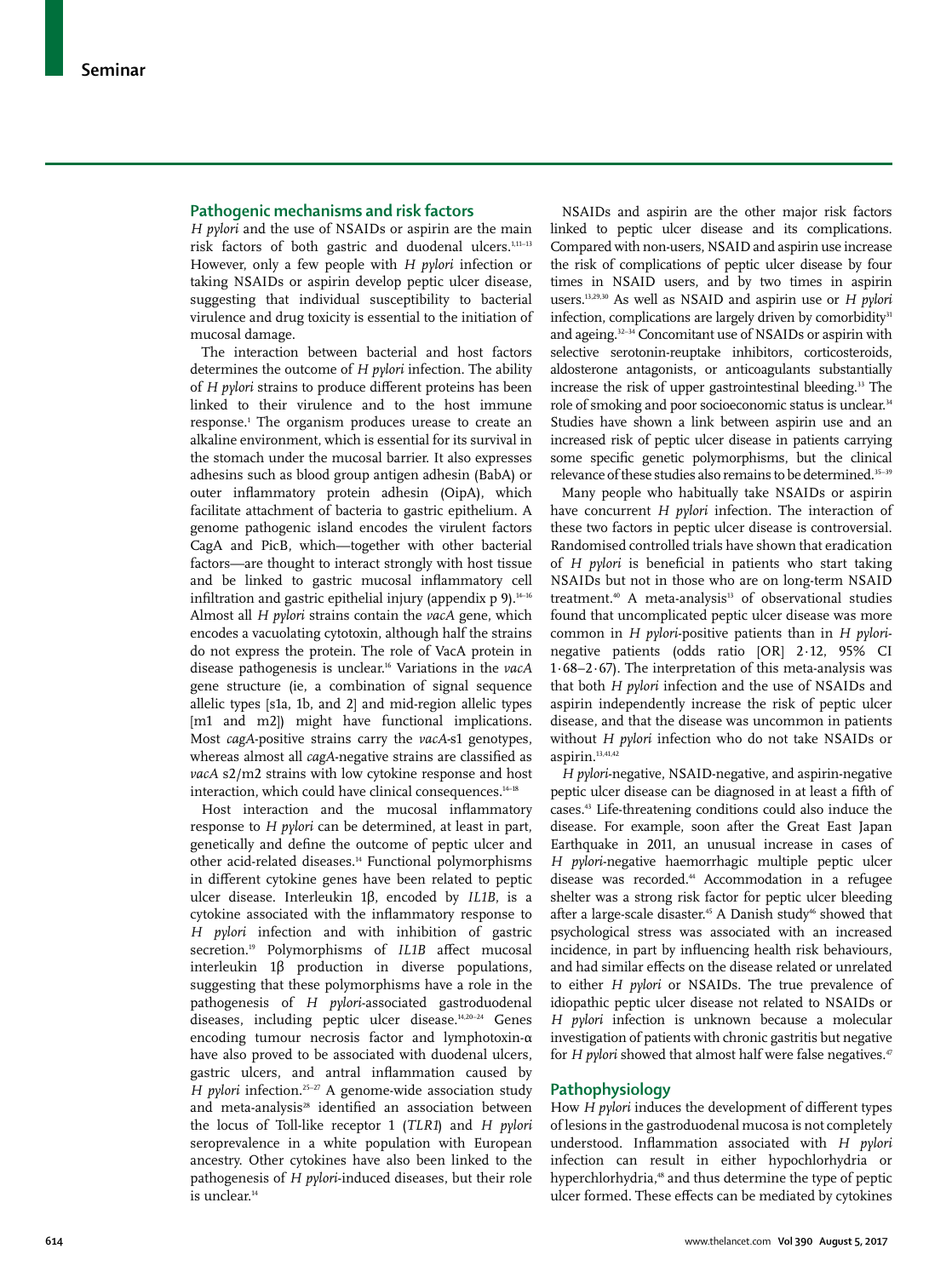## Pathogenic mechanisms and risk factors

*H pylori* and the use of NSAIDs or aspirin are the main risk factors of both gastric and duodenal ulcers.[1,11–13] However, only a few people with *H pylori* infection or taking NSAIDs or aspirin develop peptic ulcer disease, suggesting that individual susceptibility to bacterial virulence and drug toxicity is essential to the initiation of mucosal damage.

The interaction between bacterial and host factors determines the outcome of *H pylori* infection. The ability of *H pylori* strains to produce different proteins has been linked to their virulence and to the host immune response.[1] The organism produces urease to create an alkaline environment, which is essential for its survival in the stomach under the mucosal barrier. It also expresses adhesins such as blood group antigen adhesin (BabA) or outer inflammatory protein adhesin (OipA), which facilitate attachment of bacteria to gastric epithelium. A genome pathogenic island encodes the virulent factors CagA and PicB, which—together with other bacterial factors—are thought to interact strongly with host tissue and be linked to gastric mucosal inflammatory cell infiltration and gastric epithelial injury (appendix p 9).[14–16] Almost all *H pylori* strains contain the *vacA* gene, which encodes a vacuolating cytotoxin, although half the strains do not express the protein. The role of VacA protein in disease pathogenesis is unclear.[16] Variations in the *vacA* gene structure (ie, a combination of signal sequence allelic types [s1a, 1b, and 2] and mid-region allelic types [m1 and m2]) might have functional implications. Most *cagA*-positive strains carry the *vacA*-s1 genotypes, whereas almost all *cagA*-negative strains are classified as *vacA* s2/m2 strains with low cytokine response and host interaction, which could have clinical consequences.[14–18]

Host interaction and the mucosal inflammatory response to *H pylori* can be determined, at least in part, genetically and define the outcome of peptic ulcer and other acid-related diseases.[14] Functional polymorphisms in different cytokine genes have been related to peptic ulcer disease. Interleukin 1β, encoded by *IL1B*, is a cytokine associated with the inflammatory response to *H pylori* infection and with inhibition of gastric secretion.[19] Polymorphisms of *IL1B* affect mucosal interleukin 1β production in diverse populations, suggesting that these polymorphisms have a role in the pathogenesis of *H pylori*-associated gastroduodenal diseases, including peptic ulcer disease.[14,20–24] Genes encoding tumour necrosis factor and lymphotoxin-α have also proved to be associated with duodenal ulcers, gastric ulcers, and antral inflammation caused by *H pylori* infection.[25–27] A genome-wide association study and meta-analysis[28] identified an association between the locus of Toll-like receptor 1 (*TLR1*) and *H pylori* seroprevalence in a white population with European ancestry. Other cytokines have also been linked to the pathogenesis of *H pylori*-induced diseases, but their role is unclear.[14]

NSAIDs and aspirin are the other major risk factors linked to peptic ulcer disease and its complications. Compared with non-users, NSAID and aspirin use increase the risk of complications of peptic ulcer disease by four times in NSAID users, and by two times in aspirin users.[13,29,30] As well as NSAID and aspirin use or *H pylori* infection, complications are largely driven by comorbidity[31] and ageing.[32–34] Concomitant use of NSAIDs or aspirin with selective serotonin-reuptake inhibitors, corticosteroids, aldosterone antagonists, or anticoagulants substantially increase the risk of upper gastrointestinal bleeding.[33] The role of smoking and poor socioeconomic status is unclear.[34] Studies have shown a link between aspirin use and an increased risk of peptic ulcer disease in patients carrying some specific genetic polymorphisms, but the clinical relevance of these studies also remains to be determined.[35–39]

Many people who habitually take NSAIDs or aspirin have concurrent *H pylori* infection. The interaction of these two factors in peptic ulcer disease is controversial. Randomised controlled trials have shown that eradication of *H pylori* is beneficial in patients who start taking NSAIDs but not in those who are on long-term NSAID treatment.[40] A meta-analysis[13] of observational studies found that uncomplicated peptic ulcer disease was more common in *H pylori*-positive patients than in *H pylori*-negative patients (odds ratio [OR] 2·12, 95% CI 1·68–2·67). The interpretation of this meta-analysis was that both *H pylori* infection and the use of NSAIDs and aspirin independently increase the risk of peptic ulcer disease, and that the disease was uncommon in patients without *H pylori* infection who do not take NSAIDs or aspirin.[13,41,42]

*H pylori*-negative, NSAID-negative, and aspirin-negative peptic ulcer disease can be diagnosed in at least a fifth of cases.[43] Life-threatening conditions could also induce the disease. For example, soon after the Great East Japan Earthquake in 2011, an unusual increase in cases of *H pylori*-negative haemorrhagic multiple peptic ulcer disease was recorded.[44] Accommodation in a refugee shelter was a strong risk factor for peptic ulcer bleeding after a large-scale disaster.[45] A Danish study[46] showed that psychological stress was associated with an increased incidence, in part by influencing health risk behaviours, and had similar effects on the disease related or unrelated to either *H pylori* or NSAIDs. The true prevalence of idiopathic peptic ulcer disease not related to NSAIDs or *H pylori* infection is unknown because a molecular investigation of patients with chronic gastritis but negative for *H pylori* showed that almost half were false negatives.[47]

## Pathophysiology

How *H pylori* induces the development of different types of lesions in the gastroduodenal mucosa is not completely understood. Inflammation associated with *H pylori* infection can result in either hypochlorhydria or hyperchlorhydria,[48] and thus determine the type of peptic ulcer formed. These effects can be mediated by cytokines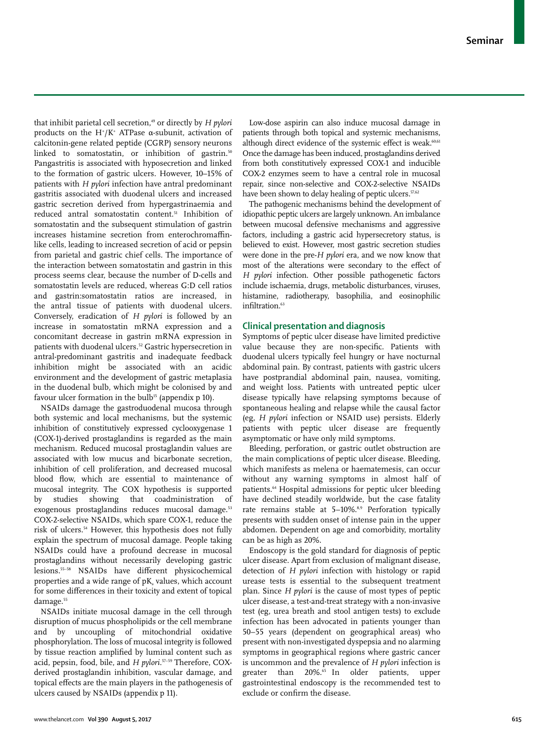that inhibit parietal cell secretion,[49] or directly by *H pylori* products on the $H^+/K^+$ ATPase α-subunit, activation of calcitonin-gene related peptide (CGRP) sensory neurons linked to somatostatin, or inhibition of gastrin.[50] Pangastritis is associated with hyposecretion and linked to the formation of gastric ulcers. However, 10–15% of patients with *H pylori* infection have antral predominant gastritis associated with duodenal ulcers and increased gastric secretion derived from hypergastrinaemia and reduced antral somatostatin content.[51] Inhibition of somatostatin and the subsequent stimulation of gastrin increases histamine secretion from enterochromaffin-like cells, leading to increased secretion of acid or pepsin from parietal and gastric chief cells. The importance of the interaction between somatostatin and gastrin in this process seems clear, because the number of D-cells and somatostatin levels are reduced, whereas G:D cell ratios and gastrin:somatostatin ratios are increased, in the antral tissue of patients with duodenal ulcers. Conversely, eradication of *H pylori* is followed by an increase in somatostatin mRNA expression and a concomitant decrease in gastrin mRNA expression in patients with duodenal ulcers.[52] Gastric hypersecretion in antral-predominant gastritis and inadequate feedback inhibition might be associated with an acidic environment and the development of gastric metaplasia in the duodenal bulb, which might be colonised by and favour ulcer formation in the bulb[15] (appendix p 10).

NSAIDs damage the gastroduodenal mucosa through both systemic and local mechanisms, but the systemic inhibition of constitutively expressed cyclooxygenase 1 (COX-1)-derived prostaglandins is regarded as the main mechanism. Reduced mucosal prostaglandin values are associated with low mucus and bicarbonate secretion, inhibition of cell proliferation, and decreased mucosal blood flow, which are essential to maintenance of mucosal integrity. The COX hypothesis is supported by studies showing that coadministration of exogenous prostaglandins reduces mucosal damage.[53] COX-2-selective NSAIDs, which spare COX-1, reduce the risk of ulcers.[54] However, this hypothesis does not fully explain the spectrum of mucosal damage. People taking NSAIDs could have a profound decrease in mucosal prostaglandins without necessarily developing gastric lesions.[55–58] NSAIDs have different physicochemical properties and a wide range of $pK_a$ values, which account for some differences in their toxicity and extent of topical damage.[55]

NSAIDs initiate mucosal damage in the cell through disruption of mucus phospholipids or the cell membrane and by uncoupling of mitochondrial oxidative phosphorylation. The loss of mucosal integrity is followed by tissue reaction amplified by luminal content such as acid, pepsin, food, bile, and *H pylori*.[57–59] Therefore, COX-derived prostaglandin inhibition, vascular damage, and topical effects are the main players in the pathogenesis of ulcers caused by NSAIDs (appendix p 11).

Low-dose aspirin can also induce mucosal damage in patients through both topical and systemic mechanisms, although direct evidence of the systemic effect is weak.[60,61] Once the damage has been induced, prostaglandins derived from both constitutively expressed COX-1 and inducible COX-2 enzymes seem to have a central role in mucosal repair, since non-selective and COX-2-selective NSAIDs have been shown to delay healing of peptic ulcers.[57,62]

The pathogenic mechanisms behind the development of idiopathic peptic ulcers are largely unknown. An imbalance between mucosal defensive mechanisms and aggressive factors, including a gastric acid hypersecretory status, is believed to exist. However, most gastric secretion studies were done in the pre-*H pylori* era, and we now know that most of the alterations were secondary to the effect of *H pylori* infection. Other possible pathogenetic factors include ischaemia, drugs, metabolic disturbances, viruses, histamine, radiotherapy, basophilia, and eosinophilic infiltration.[63]

## Clinical presentation and diagnosis

Symptoms of peptic ulcer disease have limited predictive value because they are non-specific. Patients with duodenal ulcers typically feel hungry or have nocturnal abdominal pain. By contrast, patients with gastric ulcers have postprandial abdominal pain, nausea, vomiting, and weight loss. Patients with untreated peptic ulcer disease typically have relapsing symptoms because of spontaneous healing and relapse while the causal factor (eg, *H pylori* infection or NSAID use) persists. Elderly patients with peptic ulcer disease are frequently asymptomatic or have only mild symptoms.

Bleeding, perforation, or gastric outlet obstruction are the main complications of peptic ulcer disease. Bleeding, which manifests as melena or haematemesis, can occur without any warning symptoms in almost half of patients.[64] Hospital admissions for peptic ulcer bleeding have declined steadily worldwide, but the case fatality rate remains stable at 5–10%.[8,9] Perforation typically presents with sudden onset of intense pain in the upper abdomen. Dependent on age and comorbidity, mortality can be as high as 20%.

Endoscopy is the gold standard for diagnosis of peptic ulcer disease. Apart from exclusion of malignant disease, detection of *H pylori* infection with histology or rapid urease tests is essential to the subsequent treatment plan. Since *H pylori* is the cause of most types of peptic ulcer disease, a test-and-treat strategy with a non-invasive test (eg, urea breath and stool antigen tests) to exclude infection has been advocated in patients younger than 50–55 years (dependent on geographical areas) who present with non-investigated dyspepsia and no alarming symptoms in geographical regions where gastric cancer is uncommon and the prevalence of *H pylori* infection is greater than 20%.[65] In older patients, upper gastrointestinal endoscopy is the recommended test to exclude or confirm the disease.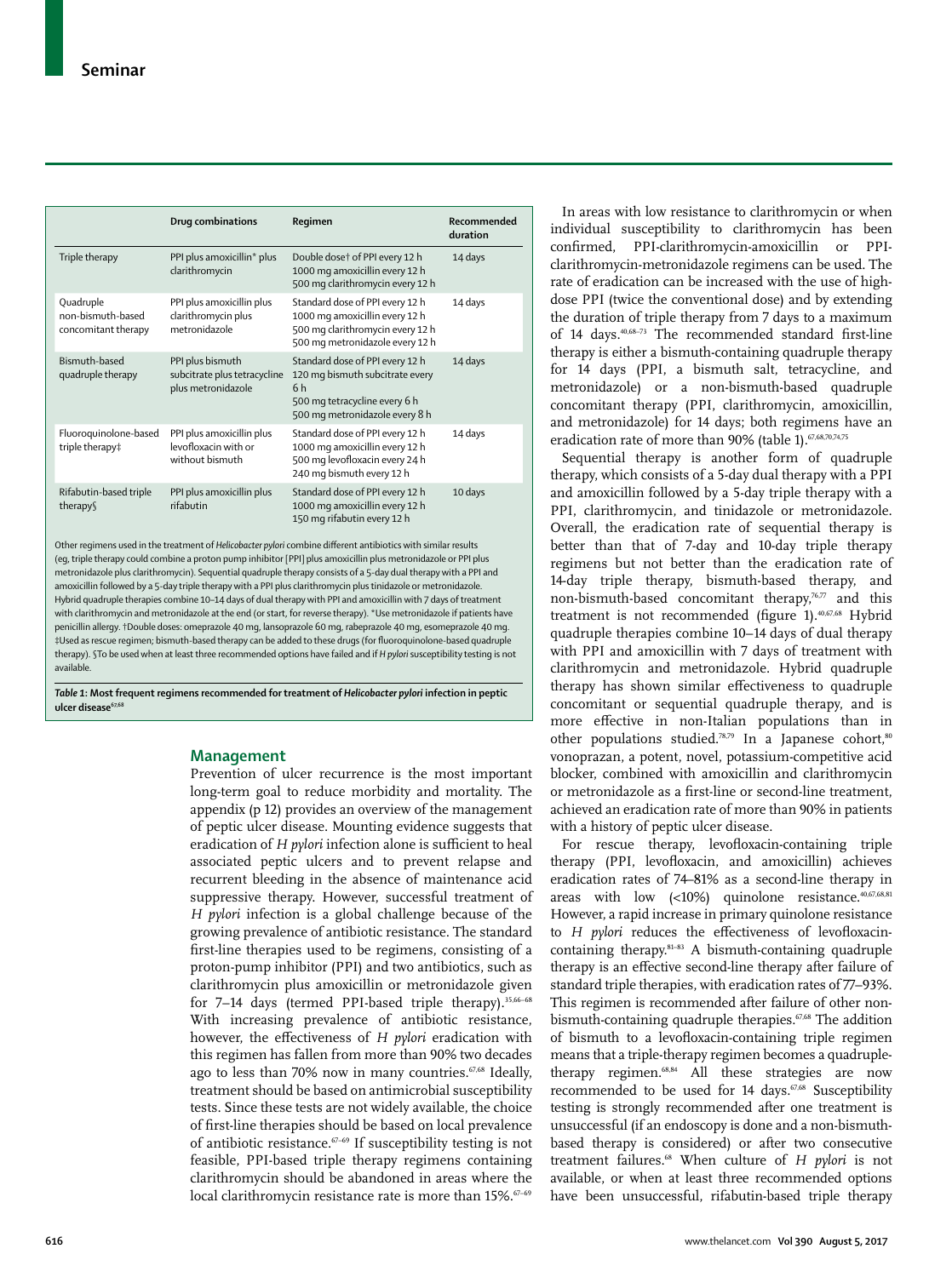| | Drug combinations | Regimen | Recommended duration |
|---|---|---|---|
| Triple therapy | PPI plus amoxicillin* plus clarithromycin | Double dose† of PPI every 12 h<br>1000 mg amoxicillin every 12 h<br>500 mg clarithromycin every 12 h | 14 days |
| Quadruple non-bismuth-based concomitant therapy | PPI plus amoxicillin plus clarithromycin plus metronidazole | Standard dose of PPI every 12 h<br>1000 mg amoxicillin every 12 h<br>500 mg clarithromycin every 12 h<br>500 mg metronidazole every 12 h | 14 days |
| Bismuth-based quadruple therapy | PPI plus bismuth subcitrate plus tetracycline plus metronidazole | Standard dose of PPI every 12 h<br>120 mg bismuth subcitrate every 6 h<br>500 mg tetracycline every 6 h<br>500 mg metronidazole every 8 h | 14 days |
| Fluoroquinolone-based triple therapy‡ | PPI plus amoxicillin plus levofloxacin with or without bismuth | Standard dose of PPI every 12 h<br>1000 mg amoxicillin every 12 h<br>500 mg levofloxacin every 24 h<br>240 mg bismuth every 12 h | 14 days |
| Rifabutin-based triple therapy§ | PPI plus amoxicillin plus rifabutin | Standard dose of PPI every 12 h<br>1000 mg amoxicillin every 12 h<br>150 mg rifabutin every 12 h | 10 days |

Other regimens used in the treatment of *Helicobacter pylori* combine different antibiotics with similar results (eg, triple therapy could combine a proton pump inhibitor [PPI] plus amoxicillin plus metronidazole or PPI plus metronidazole plus clarithromycin). Sequential quadruple therapy consists of a 5-day dual therapy with a PPI and amoxicillin followed by a 5-day triple therapy with a PPI plus clarithromycin plus tinidazole or metronidazole. Hybrid quadruple therapies combine 10–14 days of dual therapy with PPI and amoxicillin with 7 days of treatment with clarithromycin and metronidazole at the end (or start, for reverse therapy). *Use metronidazole if patients have penicillin allergy. †Double doses: omeprazole 40 mg, lansoprazole 60 mg, rabeprazole 40 mg, esomeprazole 40 mg. ‡Used as rescue regimen; bismuth-based therapy can be added to these drugs (for fluoroquinolone-based quadruple therapy). §To be used when at least three recommended options have failed and if *H pylori* susceptibility testing is not available.

*Table 1:* **Most frequent regimens recommended for treatment of *Helicobacter pylori* infection in peptic ulcer disease**[67,68]

## Management

Prevention of ulcer recurrence is the most important long-term goal to reduce morbidity and mortality. The appendix (p 12) provides an overview of the management of peptic ulcer disease. Mounting evidence suggests that eradication of *H pylori* infection alone is sufficient to heal associated peptic ulcers and to prevent relapse and recurrent bleeding in the absence of maintenance acid suppressive therapy. However, successful treatment of *H pylori* infection is a global challenge because of the growing prevalence of antibiotic resistance. The standard first-line therapies used to be regimens, consisting of a proton-pump inhibitor (PPI) and two antibiotics, such as clarithromycin plus amoxicillin or metronidazole given for 7–14 days (termed PPI-based triple therapy).[35,66–68] With increasing prevalence of antibiotic resistance, however, the effectiveness of *H pylori* eradication with this regimen has fallen from more than 90% two decades ago to less than 70% now in many countries.[67,68] Ideally, treatment should be based on antimicrobial susceptibility tests. Since these tests are not widely available, the choice of first-line therapies should be based on local prevalence of antibiotic resistance.[67–69] If susceptibility testing is not feasible, PPI-based triple therapy regimens containing clarithromycin should be abandoned in areas where the local clarithromycin resistance rate is more than 15%.[67–69]

In areas with low resistance to clarithromycin or when individual susceptibility to clarithromycin has been confirmed, PPI-clarithromycin-amoxicillin or PPI-clarithromycin-metronidazole regimens can be used. The rate of eradication can be increased with the use of high-dose PPI (twice the conventional dose) and by extending the duration of triple therapy from 7 days to a maximum of 14 days.[40,68–73] The recommended standard first-line therapy is either a bismuth-containing quadruple therapy for 14 days (PPI, a bismuth salt, tetracycline, and metronidazole) or a non-bismuth-based quadruple concomitant therapy (PPI, clarithromycin, amoxicillin, and metronidazole) for 14 days; both regimens have an eradication rate of more than 90% (table 1).[67,68,70,74,75]

Sequential therapy is another form of quadruple therapy, which consists of a 5-day dual therapy with a PPI and amoxicillin followed by a 5-day triple therapy with a PPI, clarithromycin, and tinidazole or metronidazole. Overall, the eradication rate of sequential therapy is better than that of 7-day and 10-day triple therapy regimens but not better than the eradication rate of 14-day triple therapy, bismuth-based therapy, and non-bismuth-based concomitant therapy,[76,77] and this treatment is not recommended (figure 1).[40,67,68] Hybrid quadruple therapies combine 10–14 days of dual therapy with PPI and amoxicillin with 7 days of treatment with clarithromycin and metronidazole. Hybrid quadruple therapy has shown similar effectiveness to quadruple concomitant or sequential quadruple therapy, and is more effective in non-Italian populations than in other populations studied.[78,79] In a Japanese cohort,[80] vonoprazan, a potent, novel, potassium-competitive acid blocker, combined with amoxicillin and clarithromycin or metronidazole as a first-line or second-line treatment, achieved an eradication rate of more than 90% in patients with a history of peptic ulcer disease.

For rescue therapy, levofloxacin-containing triple therapy (PPI, levofloxacin, and amoxicillin) achieves eradication rates of 74–81% as a second-line therapy in areas with low (<10%) quinolone resistance.[40,67,68,81] However, a rapid increase in primary quinolone resistance to *H pylori* reduces the effectiveness of levofloxacin-containing therapy.[81–83] A bismuth-containing quadruple therapy is an effective second-line therapy after failure of standard triple therapies, with eradication rates of 77–93%. This regimen is recommended after failure of other non-bismuth-containing quadruple therapies.[67,68] The addition of bismuth to a levofloxacin-containing triple regimen means that a triple-therapy regimen becomes a quadruple-therapy regimen.[68,84] All these strategies are now recommended to be used for 14 days.[67,68] Susceptibility testing is strongly recommended after one treatment is unsuccessful (if an endoscopy is done and a non-bismuth-based therapy is considered) or after two consecutive treatment failures.[68] When culture of *H pylori* is not available, or when at least three recommended options have been unsuccessful, rifabutin-based triple therapy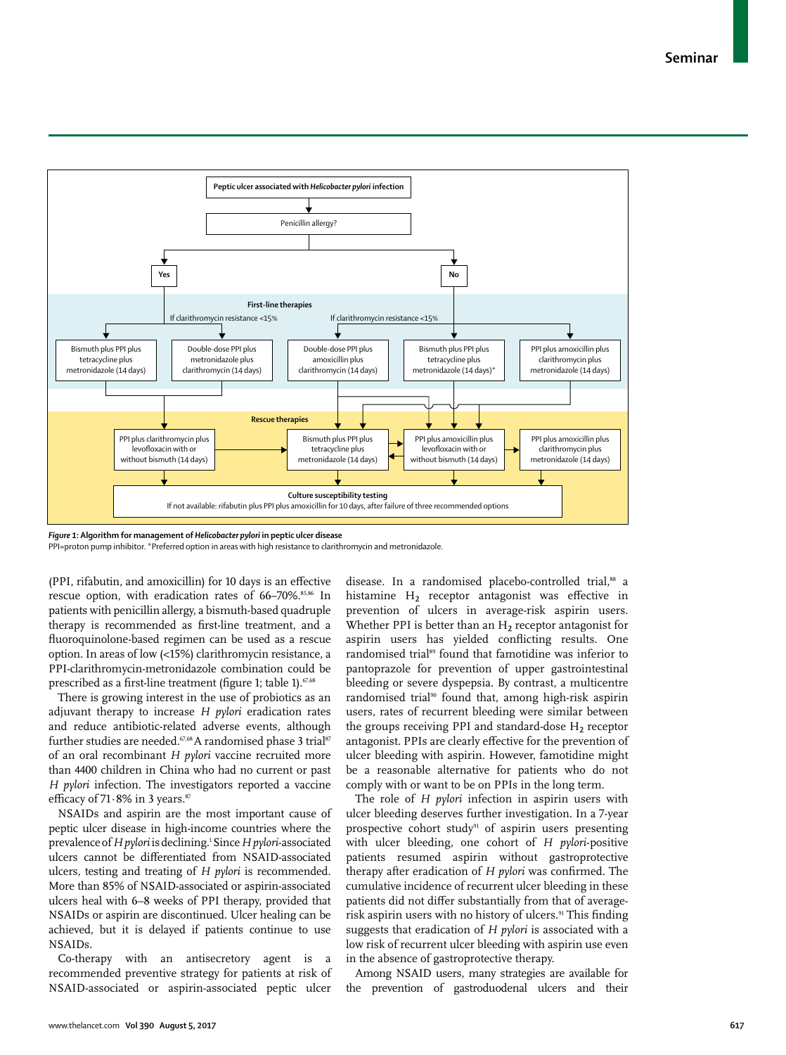**Peptic ulcer associated with *Helicobacter pylori* infection**

Penicillin allergy?

- **Yes**
- **No**

**First-line therapies**

- Yes: Bismuth plus PPI plus tetracycline plus metronidazole (14 days)
- Yes, if clarithromycin resistance <15%: Double-dose PPI plus metronidazole plus clarithromycin (14 days)
- No, if clarithromycin resistance <15%: Double-dose PPI plus amoxicillin plus clarithromycin (14 days)
- No: Bismuth plus PPI plus tetracycline plus metronidazole (14 days)*
- No: PPI plus amoxicillin plus clarithromycin plus metronidazole (14 days)

**Rescue therapies**

- PPI plus clarithromycin plus levofloxacin with or without bismuth (14 days)
- Bismuth plus PPI plus tetracycline plus metronidazole (14 days)
- PPI plus amoxicillin plus levofloxacin with or without bismuth (14 days)
- PPI plus amoxicillin plus clarithromycin plus metronidazole (14 days)

**Culture susceptibility testing**
If not available: rifabutin plus PPI plus amoxicillin for 10 days, after failure of three recommended options

***Figure 1*: Algorithm for management of *Helicobacter pylori* in peptic ulcer disease**
PPI=proton pump inhibitor. *Preferred option in areas with high resistance to clarithromycin and metronidazole.

(PPI, rifabutin, and amoxicillin) for 10 days is an effective rescue option, with eradication rates of 66–70%.[85,86] In patients with penicillin allergy, a bismuth-based quadruple therapy is recommended as first-line treatment, and a fluoroquinolone-based regimen can be used as a rescue option. In areas of low (<15%) clarithromycin resistance, a PPI-clarithromycin-metronidazole combination could be prescribed as a first-line treatment (figure 1; table 1).[67,68]

There is growing interest in the use of probiotics as an adjuvant therapy to increase *H pylori* eradication rates and reduce antibiotic-related adverse events, although further studies are needed.[67,68] A randomised phase 3 trial[87] of an oral recombinant *H pylori* vaccine recruited more than 4400 children in China who had no current or past *H pylori* infection. The investigators reported a vaccine efficacy of 71·8% in 3 years.[87]

NSAIDs and aspirin are the most important cause of peptic ulcer disease in high-income countries where the prevalence of *H pylori* is declining.[1] Since *H pylori*-associated ulcers cannot be differentiated from NSAID-associated ulcers, testing and treating of *H pylori* is recommended. More than 85% of NSAID-associated or aspirin-associated ulcers heal with 6–8 weeks of PPI therapy, provided that NSAIDs or aspirin are discontinued. Ulcer healing can be achieved, but it is delayed if patients continue to use NSAIDs.

Co-therapy with an antisecretory agent is a recommended preventive strategy for patients at risk of NSAID-associated or aspirin-associated peptic ulcer disease. In a randomised placebo-controlled trial,[88] a histamine $H_2$ receptor antagonist was effective in prevention of ulcers in average-risk aspirin users. Whether PPI is better than an $H_2$ receptor antagonist for aspirin users has yielded conflicting results. One randomised trial[89] found that famotidine was inferior to pantoprazole for prevention of upper gastrointestinal bleeding or severe dyspepsia. By contrast, a multicentre randomised trial[90] found that, among high-risk aspirin users, rates of recurrent bleeding were similar between the groups receiving PPI and standard-dose $H_2$ receptor antagonist. PPIs are clearly effective for the prevention of ulcer bleeding with aspirin. However, famotidine might be a reasonable alternative for patients who do not comply with or want to be on PPIs in the long term.

The role of *H pylori* infection in aspirin users with ulcer bleeding deserves further investigation. In a 7-year prospective cohort study[91] of aspirin users presenting with ulcer bleeding, one cohort of *H pylori*-positive patients resumed aspirin without gastroprotective therapy after eradication of *H pylori* was confirmed. The cumulative incidence of recurrent ulcer bleeding in these patients did not differ substantially from that of average-risk aspirin users with no history of ulcers.[91] This finding suggests that eradication of *H pylori* is associated with a low risk of recurrent ulcer bleeding with aspirin use even in the absence of gastroprotective therapy.

Among NSAID users, many strategies are available for the prevention of gastroduodenal ulcers and their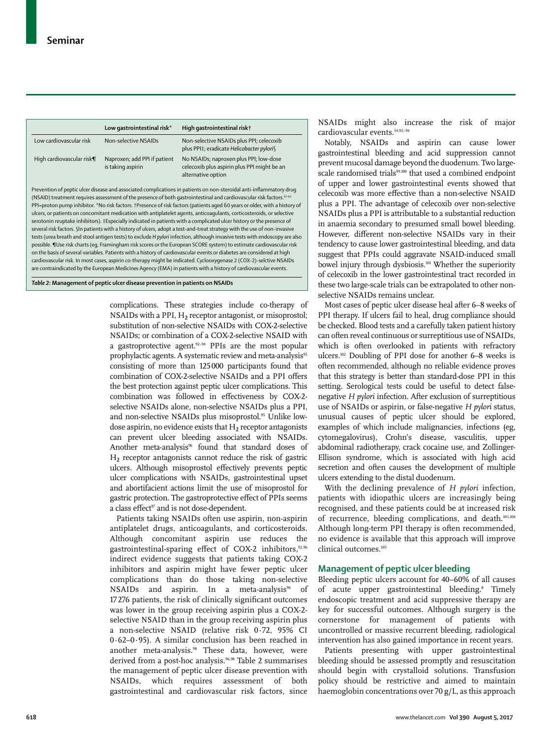|  | Low gastrointestinal risk* | High gastrointestinal risk† |
|---|---|---|
| Low cardiovascular risk | Non-selective NSAIDs | Non-selective NSAIDs plus PPI; celecoxib plus PPI‡; eradicate *Helicobacter pylori*§ |
| High cardiovascular risk¶ | Naproxen; add PPI if patient is taking aspirin | No NSAIDs; naproxen plus PPI; low-dose celecoxib plus aspirin plus PPI might be an alternative option |

Prevention of peptic ulcer disease and associated complications in patients on non-steroidal anti-inflammatory drug (NSAID) treatment requires assessment of the presence of both gastrointestinal and cardiovascular risk factors.[92–94] PPI=proton pump inhibitor. *No risk factors. †Presence of risk factors (patients aged 60 years or older, with a history of ulcers, or patients on concomitant medication with antiplatelet agents, anticoagulants, corticosteroids, or selective serotonin reuptake inhibitors). ‡Especially indicated in patients with a complicated ulcer history or the presence of several risk factors. §In patients with a history of ulcers, adopt a test-and-treat strategy with the use of non-invasive tests (urea breath and stool antigen tests) to exclude *H pylori* infection, although invasive tests with endoscopy are also possible. ¶Use risk charts (eg, Framingham risk scores or the European SCORE system) to estimate cardiovascular risk on the basis of several variables. Patients with a history of cardiovascular events or diabetes are considered at high cardiovascular risk. In most cases, aspirin co-therapy might be indicated. Cyclooxygenase 2 (COX-2)-selctive NSAIDs are contraindicated by the European Medicines Agency (EMA) in patients with a history of cardiovascular events.

***Table 2:* Management of peptic ulcer disease prevention in patients on NSAIDs**

complications. These strategies include co-therapy of NSAIDs with a PPI, $H_2$ receptor antagonist, or misoprostol; substitution of non-selective NSAIDs with COX-2-selective NSAIDs; or combination of a COX-2-selective NSAID with a gastroprotective agent.[92–94] PPIs are the most popular prophylactic agents. A systematic review and meta-analysis[95] consisting of more than 125 000 participants found that combination of COX-2-selective NSAIDs and a PPI offers the best protection against peptic ulcer complications. This combination was followed in effectiveness by COX-2-selective NSAIDs alone, non-selective NSAIDs plus a PPI, and non-selective NSAIDs plus misoprostol.[95] Unlike low-dose aspirin, no evidence exists that $H_2$ receptor antagonists can prevent ulcer bleeding associated with NSAIDs. Another meta-analysis[96] found that standard doses of $H_2$ receptor antagonists cannot reduce the risk of gastric ulcers. Although misoprostol effectively prevents peptic ulcer complications with NSAIDs, gastrointestinal upset and abortifacient actions limit the use of misoprostol for gastric protection. The gastroprotective effect of PPIs seems a class effect[97] and is not dose-dependent.

Patients taking NSAIDs often use aspirin, non-aspirin antiplatelet drugs, anticoagulants, and corticosteroids. Although concomitant aspirin use reduces the gastrointestinal-sparing effect of COX-2 inhibitors,[92,96] indirect evidence suggests that patients taking COX-2 inhibitors and aspirin might have fewer peptic ulcer complications than do those taking non-selective NSAIDs and aspirin. In a meta-analysis[96] of 17 276 patients, the risk of clinically significant outcomes was lower in the group receiving aspirin plus a COX-2-selective NSAID than in the group receiving aspirin plus a non-selective NSAID (relative risk 0·72, 95% CI 0·62–0·95). A similar conclusion has been reached in another meta-analysis.[98] These data, however, were derived from a post-hoc analysis.[96,98] Table 2 summarises the management of peptic ulcer disease prevention with NSAIDs, which requires assessment of both gastrointestinal and cardiovascular risk factors, since NSAIDs might also increase the risk of major cardiovascular events.[54,92–94]

Notably, NSAIDs and aspirin can cause lower gastrointestinal bleeding and acid suppression cannot prevent mucosal damage beyond the duodenum. Two large-scale randomised trials[99,100] that used a combined endpoint of upper and lower gastrointestinal events showed that celecoxib was more effective than a non-selective NSAID plus a PPI. The advantage of celecoxib over non-selective NSAIDs plus a PPI is attributable to a substantial reduction in anaemia secondary to presumed small bowel bleeding. However, different non-selective NSAIDs vary in their tendency to cause lower gastrointestinal bleeding, and data suggest that PPIs could aggravate NSAID-induced small bowel injury through dysbiosis.[101] Whether the superiority of celecoxib in the lower gastrointestinal tract recorded in these two large-scale trials can be extrapolated to other non-selective NSAIDs remains unclear.

Most cases of peptic ulcer disease heal after 6–8 weeks of PPI therapy. If ulcers fail to heal, drug compliance should be checked. Blood tests and a carefully taken patient history can often reveal continuous or surreptitious use of NSAIDs, which is often overlooked in patients with refractory ulcers.[102] Doubling of PPI dose for another 6–8 weeks is often recommended, although no reliable evidence proves that this strategy is better than standard-dose PPI in this setting. Serological tests could be useful to detect false-negative *H pylori* infection. After exclusion of surreptitious use of NSAIDs or aspirin, or false-negative *H pylori* status, unusual causes of peptic ulcer should be explored, examples of which include malignancies, infections (eg, cytomegalovirus), Crohn's disease, vasculitis, upper abdominal radiotherapy, crack cocaine use, and Zollinger-Ellison syndrome, which is associated with high acid secretion and often causes the development of multiple ulcers extending to the distal duodenum.

With the declining prevalence of *H pylori* infection, patients with idiopathic ulcers are increasingly being recognised, and these patients could be at increased risk of recurrence, bleeding complications, and death.[103,104] Although long-term PPI therapy is often recommended, no evidence is available that this approach will improve clinical outcomes.[105]

## Management of peptic ulcer bleeding

Bleeding peptic ulcers account for 40–60% of all causes of acute upper gastrointestinal bleeding.[8] Timely endoscopic treatment and acid suppressive therapy are key for successful outcomes. Although surgery is the cornerstone for management of patients with uncontrolled or massive recurrent bleeding, radiological intervention has also gained importance in recent years.

Patients presenting with upper gastrointestinal bleeding should be assessed promptly and resuscitation should begin with crystalloid solutions. Transfusion policy should be restrictive and aimed to maintain haemoglobin concentrations over 70 g/L, as this approach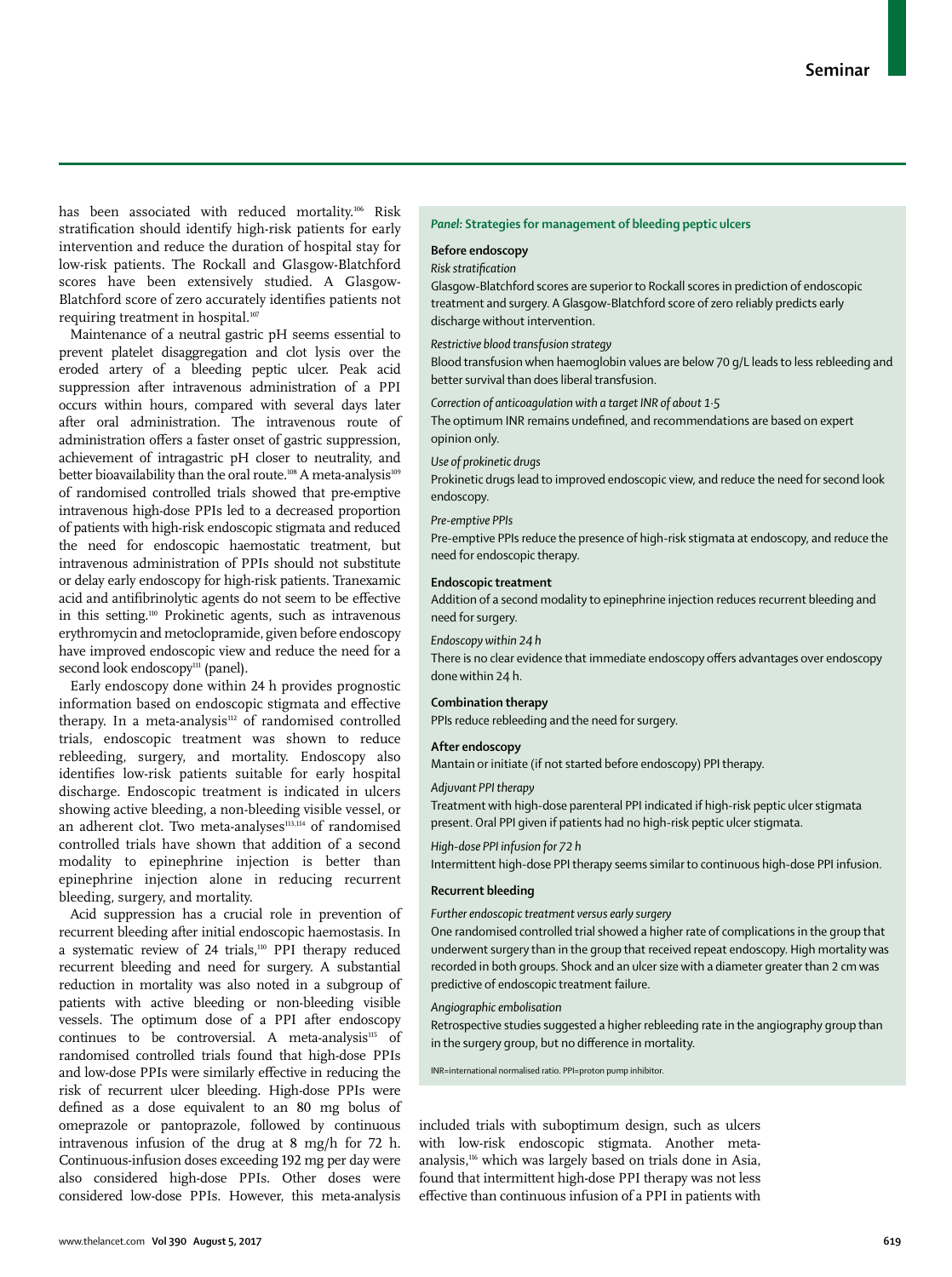has been associated with reduced mortality.[106] Risk stratification should identify high-risk patients for early intervention and reduce the duration of hospital stay for low-risk patients. The Rockall and Glasgow-Blatchford scores have been extensively studied. A Glasgow-Blatchford score of zero accurately identifies patients not requiring treatment in hospital.[107]

Maintenance of a neutral gastric pH seems essential to prevent platelet disaggregation and clot lysis over the eroded artery of a bleeding peptic ulcer. Peak acid suppression after intravenous administration of a PPI occurs within hours, compared with several days later after oral administration. The intravenous route of administration offers a faster onset of gastric suppression, achievement of intragastric pH closer to neutrality, and better bioavailability than the oral route.[108] A meta-analysis[109] of randomised controlled trials showed that pre-emptive intravenous high-dose PPIs led to a decreased proportion of patients with high-risk endoscopic stigmata and reduced the need for endoscopic haemostatic treatment, but intravenous administration of PPIs should not substitute or delay early endoscopy for high-risk patients. Tranexamic acid and antifibrinolytic agents do not seem to be effective in this setting.[110] Prokinetic agents, such as intravenous erythromycin and metoclopramide, given before endoscopy have improved endoscopic view and reduce the need for a second look endoscopy[111] (panel).

Early endoscopy done within 24 h provides prognostic information based on endoscopic stigmata and effective therapy. In a meta-analysis[112] of randomised controlled trials, endoscopic treatment was shown to reduce rebleeding, surgery, and mortality. Endoscopy also identifies low-risk patients suitable for early hospital discharge. Endoscopic treatment is indicated in ulcers showing active bleeding, a non-bleeding visible vessel, or an adherent clot. Two meta-analyses[113,114] of randomised controlled trials have shown that addition of a second modality to epinephrine injection is better than epinephrine injection alone in reducing recurrent bleeding, surgery, and mortality.

Acid suppression has a crucial role in prevention of recurrent bleeding after initial endoscopic haemostasis. In a systematic review of 24 trials,[110] PPI therapy reduced recurrent bleeding and need for surgery. A substantial reduction in mortality was also noted in a subgroup of patients with active bleeding or non-bleeding visible vessels. The optimum dose of a PPI after endoscopy continues to be controversial. A meta-analysis[115] of randomised controlled trials found that high-dose PPIs and low-dose PPIs were similarly effective in reducing the risk of recurrent ulcer bleeding. High-dose PPIs were defined as a dose equivalent to an 80 mg bolus of omeprazole or pantoprazole, followed by continuous intravenous infusion of the drug at 8 mg/h for 72 h. Continuous-infusion doses exceeding 192 mg per day were also considered high-dose PPIs. Other doses were considered low-dose PPIs. However, this meta-analysis included trials with suboptimum design, such as ulcers with low-risk endoscopic stigmata. Another meta-analysis,[116] which was largely based on trials done in Asia, found that intermittent high-dose PPI therapy was not less effective than continuous infusion of a PPI in patients with

> ***Panel:* Strategies for management of bleeding peptic ulcers**
>
> **Before endoscopy**
>
> *Risk stratification*
>
> Glasgow-Blatchford scores are superior to Rockall scores in prediction of endoscopic treatment and surgery. A Glasgow-Blatchford score of zero reliably predicts early discharge without intervention.
>
> *Restrictive blood transfusion strategy*
>
> Blood transfusion when haemoglobin values are below 70 g/L leads to less rebleeding and better survival than does liberal transfusion.
>
> *Correction of anticoagulation with a target INR of about 1·5*
>
> The optimum INR remains undefined, and recommendations are based on expert opinion only.
>
> *Use of prokinetic drugs*
>
> Prokinetic drugs lead to improved endoscopic view, and reduce the need for second look endoscopy.
>
> *Pre-emptive PPIs*
>
> Pre-emptive PPIs reduce the presence of high-risk stigmata at endoscopy, and reduce the need for endoscopic therapy.
>
> **Endoscopic treatment**
>
> Addition of a second modality to epinephrine injection reduces recurrent bleeding and need for surgery.
>
> *Endoscopy within 24 h*
>
> There is no clear evidence that immediate endoscopy offers advantages over endoscopy done within 24 h.
>
> **Combination therapy**
>
> PPIs reduce rebleeding and the need for surgery.
>
> **After endoscopy**
>
> Mantain or initiate (if not started before endoscopy) PPI therapy.
>
> *Adjuvant PPI therapy*
>
> Treatment with high-dose parenteral PPI indicated if high-risk peptic ulcer stigmata present. Oral PPI given if patients had no high-risk peptic ulcer stigmata.
>
> *High-dose PPI infusion for 72 h*
>
> Intermittent high-dose PPI therapy seems similar to continuous high-dose PPI infusion.
>
> **Recurrent bleeding**
>
> *Further endoscopic treatment versus early surgery*
>
> One randomised controlled trial showed a higher rate of complications in the group that underwent surgery than in the group that received repeat endoscopy. High mortality was recorded in both groups. Shock and an ulcer size with a diameter greater than 2 cm was predictive of endoscopic treatment failure.
>
> *Angiographic embolisation*
>
> Retrospective studies suggested a higher rebleeding rate in the angiography group than in the surgery group, but no difference in mortality.
>
> INR=international normalised ratio. PPI=proton pump inhibitor.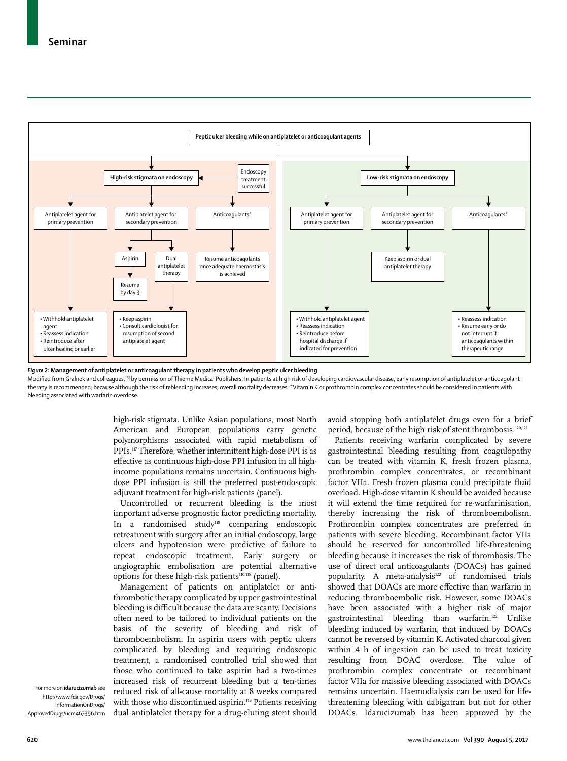Peptic ulcer bleeding while on antiplatelet or anticoagulant agents

**High-risk stigmata on endoscopy** (Endoscopy treatment successful)

- Antiplatelet agent for primary prevention
  - Withhold antiplatelet agent
  - Reassess indication
  - Reintroduce after ulcer healing or earlier
- Antiplatelet agent for secondary prevention
  - Aspirin → Resume by day 3
  - Dual antiplatelet therapy → Keep aspirin; Consult cardiologist for resumption of second antiplatelet agent
- Anticoagulants*
  - Resume anticoagulants once adequate haemostasis is achieved

**Low-risk stigmata on endoscopy**

- Antiplatelet agent for primary prevention
  - Withhold antiplatelet agent
  - Reassess indication
  - Reintroduce before hospital discharge if indicated for prevention
- Antiplatelet agent for secondary prevention
  - Keep aspirin or dual antiplatelet therapy
- Anticoagulants*
  - Reassess indication
  - Resume early or do not interrupt if anticoagulants within therapeutic range

***Figure 2*: Management of antiplatelet or anticoagulant therapy in patients who develop peptic ulcer bleeding**

Modified from Gralnek and colleagues,[123] by permission of Thieme Medical Publishers. In patients at high risk of developing cardiovascular disease, early resumption of antiplatelet or anticoagulant therapy is recommended, because although the risk of rebleeding increases, overall mortality decreases. *Vitamin K or prothrombin complex concentrates should be considered in patients with bleeding associated with warfarin overdose.

high-risk stigmata. Unlike Asian populations, most North American and European populations carry genetic polymorphisms associated with rapid metabolism of PPIs.[117] Therefore, whether intermittent high-dose PPI is as effective as continuous high-dose PPI infusion in all high-income populations remains uncertain. Continuous high-dose PPI infusion is still the preferred post-endoscopic adjuvant treatment for high-risk patients (panel).

Uncontrolled or recurrent bleeding is the most important adverse prognostic factor predicting mortality. In a randomised study[118] comparing endoscopic retreatment with surgery after an initial endoscopy, large ulcers and hypotension were predictive of failure to repeat endoscopic treatment. Early surgery or angiographic embolisation are potential alternative options for these high-risk patients[110,118] (panel).

Management of patients on antiplatelet or antithrombotic therapy complicated by upper gastrointestinal bleeding is difficult because the data are scanty. Decisions often need to be tailored to individual patients on the basis of the severity of bleeding and risk of thromboembolism. In aspirin users with peptic ulcers complicated by bleeding and requiring endoscopic treatment, a randomised controlled trial showed that those who continued to take aspirin had a two-times increased risk of recurrent bleeding but a ten-times reduced risk of all-cause mortality at 8 weeks compared with those who discontinued aspirin.[119] Patients receiving dual antiplatelet therapy for a drug-eluting stent should avoid stopping both antiplatelet drugs even for a brief period, because of the high risk of stent thrombosis.[120,121]

Patients receiving warfarin complicated by severe gastrointestinal bleeding resulting from coagulopathy can be treated with vitamin K, fresh frozen plasma, prothrombin complex concentrates, or recombinant factor VIIa. Fresh frozen plasma could precipitate fluid overload. High-dose vitamin K should be avoided because it will extend the time required for re-warfarinisation, thereby increasing the risk of thromboembolism. Prothrombin complex concentrates are preferred in patients with severe bleeding. Recombinant factor VIIa should be reserved for uncontrolled life-threatening bleeding because it increases the risk of thrombosis. The use of direct oral anticoagulants (DOACs) has gained popularity. A meta-analysis[122] of randomised trials showed that DOACs are more effective than warfarin in reducing thromboembolic risk. However, some DOACs have been associated with a higher risk of major gastrointestinal bleeding than warfarin.[122] Unlike bleeding induced by warfarin, that induced by DOACs cannot be reversed by vitamin K. Activated charcoal given within 4 h of ingestion can be used to treat toxicity resulting from DOAC overdose. The value of prothrombin complex concentrate or recombinant factor VIIa for massive bleeding associated with DOACs remains uncertain. Haemodialysis can be used for life-threatening bleeding with dabigatran but not for other DOACs. Idarucizumab has been approved by the

For more on **idarucizumab** see http://www.fda.gov/Drugs/InformationOnDrugs/ApprovedDrugs/ucm467396.htm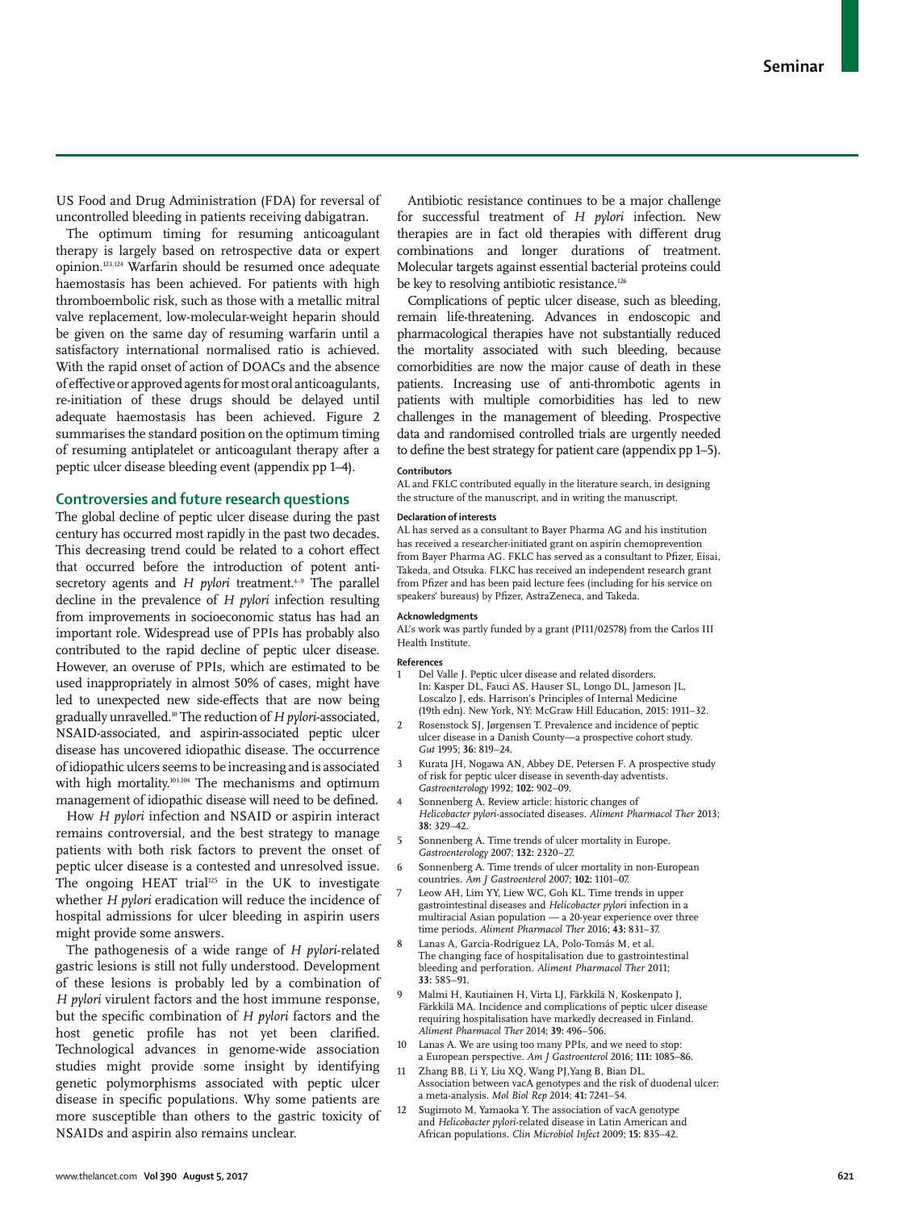US Food and Drug Administration (FDA) for reversal of uncontrolled bleeding in patients receiving dabigatran.

The optimum timing for resuming anticoagulant therapy is largely based on retrospective data or expert opinion.[123,124] Warfarin should be resumed once adequate haemostasis has been achieved. For patients with high thromboembolic risk, such as those with a metallic mitral valve replacement, low-molecular-weight heparin should be given on the same day of resuming warfarin until a satisfactory international normalised ratio is achieved. With the rapid onset of action of DOACs and the absence of effective or approved agents for most oral anticoagulants, re-initiation of these drugs should be delayed until adequate haemostasis has been achieved. Figure 2 summarises the standard position on the optimum timing of resuming antiplatelet or anticoagulant therapy after a peptic ulcer disease bleeding event (appendix pp 1–4).

## Controversies and future research questions

The global decline of peptic ulcer disease during the past century has occurred most rapidly in the past two decades. This decreasing trend could be related to a cohort effect that occurred before the introduction of potent anti-secretory agents and *H pylori* treatment.[4–9] The parallel decline in the prevalence of *H pylori* infection resulting from improvements in socioeconomic status has had an important role. Widespread use of PPIs has probably also contributed to the rapid decline of peptic ulcer disease. However, an overuse of PPIs, which are estimated to be used inappropriately in almost 50% of cases, might have led to unexpected new side-effects that are now being gradually unravelled.[10] The reduction of *H pylori*-associated, NSAID-associated, and aspirin-associated peptic ulcer disease has uncovered idiopathic disease. The occurrence of idiopathic ulcers seems to be increasing and is associated with high mortality.[103,104] The mechanisms and optimum management of idiopathic disease will need to be defined.

How *H pylori* infection and NSAID or aspirin interact remains controversial, and the best strategy to manage patients with both risk factors to prevent the onset of peptic ulcer disease is a contested and unresolved issue. The ongoing HEAT trial[125] in the UK to investigate whether *H pylori* eradication will reduce the incidence of hospital admissions for ulcer bleeding in aspirin users might provide some answers.

The pathogenesis of a wide range of *H pylori*-related gastric lesions is still not fully understood. Development of these lesions is probably led by a combination of *H pylori* virulent factors and the host immune response, but the specific combination of *H pylori* factors and the host genetic profile has not yet been clarified. Technological advances in genome-wide association studies might provide some insight by identifying genetic polymorphisms associated with peptic ulcer disease in specific populations. Why some patients are more susceptible than others to the gastric toxicity of NSAIDs and aspirin also remains unclear.

Antibiotic resistance continues to be a major challenge for successful treatment of *H pylori* infection. New therapies are in fact old therapies with different drug combinations and longer durations of treatment. Molecular targets against essential bacterial proteins could be key to resolving antibiotic resistance.[126]

Complications of peptic ulcer disease, such as bleeding, remain life-threatening. Advances in endoscopic and pharmacological therapies have not substantially reduced the mortality associated with such bleeding, because comorbidities are now the major cause of death in these patients. Increasing use of anti-thrombotic agents in patients with multiple comorbidities has led to new challenges in the management of bleeding. Prospective data and randomised controlled trials are urgently needed to define the best strategy for patient care (appendix pp 1–5).

#### Contributors

AL and FKLC contributed equally in the literature search, in designing the structure of the manuscript, and in writing the manuscript.

#### Declaration of interests

AL has served as a consultant to Bayer Pharma AG and his institution has received a researcher-initiated grant on aspirin chemoprevention from Bayer Pharma AG. FKLC has served as a consultant to Pfizer, Eisai, Takeda, and Otsuka. FLKC has received an independent research grant from Pfizer and has been paid lecture fees (including for his service on speakers' bureaus) by Pfizer, AstraZeneca, and Takeda.

#### Acknowledgments

AL's work was partly funded by a grant (PI11/02578) from the Carlos III Health Institute.

#### References

1. Del Valle J. Peptic ulcer disease and related disorders. In: Kasper DL, Fauci AS, Hauser SL, Longo DL, Jameson JL, Loscalzo J, eds. Harrison's Principles of Internal Medicine (19th edn). New York, NY: McGraw Hill Education, 2015: 1911–32.
2. Rosenstock SJ, Jørgensen T. Prevalence and incidence of peptic ulcer disease in a Danish County—a prospective cohort study. *Gut* 1995; **36:** 819–24.
3. Kurata JH, Nogawa AN, Abbey DE, Petersen F. A prospective study of risk for peptic ulcer disease in seventh-day adventists. *Gastroenterology* 1992; **102:** 902–09.
4. Sonnenberg A. Review article: historic changes of *Helicobacter pylori*-associated diseases. *Aliment Pharmacol Ther* 2013; **38:** 329–42.
5. Sonnenberg A. Time trends of ulcer mortality in Europe. *Gastroenterology* 2007; **132:** 2320–27.
6. Sonnenberg A. Time trends of ulcer mortality in non-European countries. *Am J Gastroenterol* 2007; **102:** 1101–07.
7. Leow AH, Lim YY, Liew WC, Goh KL. Time trends in upper gastrointestinal diseases and *Helicobacter pylori* infection in a multiracial Asian population — a 20-year experience over three time periods. *Aliment Pharmacol Ther* 2016; **43:** 831–37.
8. Lanas A, García-Rodríguez LA, Polo-Tomás M, et al. The changing face of hospitalisation due to gastrointestinal bleeding and perforation. *Aliment Pharmacol Ther* 2011; **33:** 585–91.
9. Malmi H, Kautiainen H, Virta LJ, Färkkilä N, Koskenpato J, Färkkilä MA. Incidence and complications of peptic ulcer disease requiring hospitalisation have markedly decreased in Finland. *Aliment Pharmacol Ther* 2014; **39:** 496–506.
10. Lanas A. We are using too many PPIs, and we need to stop: a European perspective. *Am J Gastroenterol* 2016; **111:** 1085–86.
11. Zhang BB, Li Y, Liu XQ, Wang PJ,Yang B, Bian DL. Association between vacA genotypes and the risk of duodenal ulcer: a meta-analysis. *Mol Biol Rep* 2014; **41:** 7241–54.
12. Sugimoto M, Yamaoka Y. The association of vacA genotype and *Helicobacter pylori*-related disease in Latin American and African populations. *Clin Microbiol Infect* 2009; **15:** 835–42.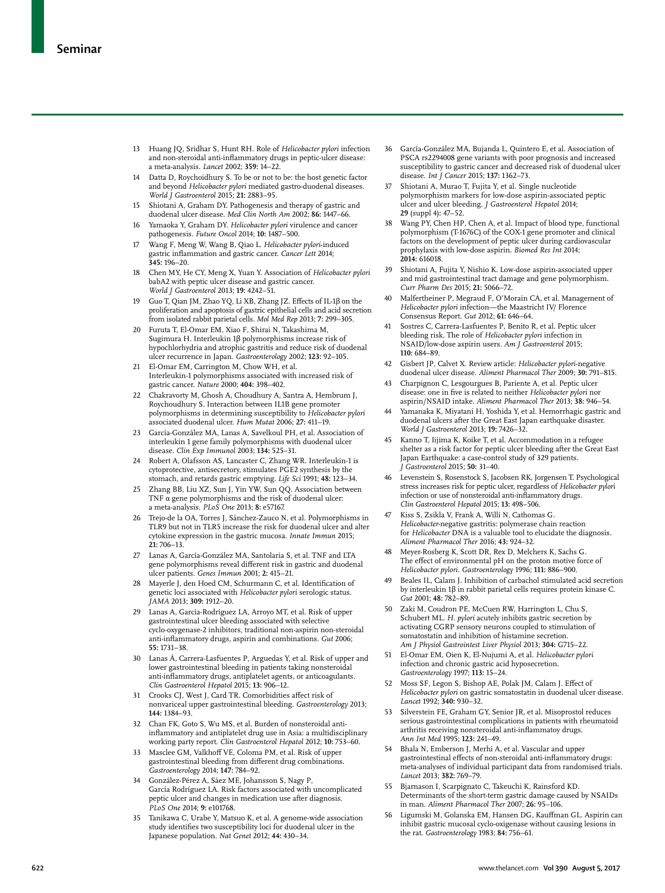13 Huang JQ, Sridhar S, Hunt RH. Role of *Helicobacter pylori* infection and non-steroidal anti-inflammatory drugs in peptic-ulcer disease: a meta-analysis. *Lancet* 2002; **359:** 14–22.

14 Datta D, Roychoidhury S. To be or not to be: the host genetic factor and beyond *Helicobacter pylori* mediated gastro-duodenal diseases. *World J Gastroenterol* 2015; **21:** 2883–95.

15 Shiotani A, Graham DY. Pathogenesis and therapy of gastric and duodenal ulcer disease. *Med Clin North Am* 2002; **86:** 1447–66.

16 Yamaoka Y, Graham DY. *Helicobacter pylori* virulence and cancer pathogenesis. *Future Oncol* 2014; **10:** 1487–500.

17 Wang F, Meng W, Wang B, Qiao L. *Helicobacter pylori*-induced gastric inflammation and gastric cancer. *Cancer Lett* 2014; **345:** 196–20.

18 Chen MY, He CY, Meng X, Yuan Y. Association of *Helicobacter pylori* babA2 with peptic ulcer disease and gastric cancer. *World J Gastroenterol* 2013; **19:** 4242–51.

19 Guo T, Qian JM, Zhao YQ, Li XB, Zhang JZ. Effects of IL-1β on the proliferation and apoptosis of gastric epithelial cells and acid secretion from isolated rabbit parietal cells. *Mol Med Rep* 2013; **7:** 299–305.

20 Furuta T, El-Omar EM, Xiao F, Shirai N, Takashima M, Sugimura H. Interleukin 1β polymorphisms increase risk of hypochlorhydria and atrophic gastritis and reduce risk of duodenal ulcer recurrence in Japan. *Gastroenterology* 2002; **123:** 92–105.

21 El-Omar EM, Carrington M, Chow WH, et al. Interleukin-1 polymorphisms associated with increased risk of gastric cancer. *Nature* 2000; **404:** 398–402.

22 Chakravorty M, Ghosh A, Choudhury A, Santra A, Hembrum J, Roychoudhury S. Interaction between IL1B gene promoter polymorphisms in determining susceptibility to *Helicobacter pylori* associated duodenal ulcer. *Hum Mutat* 2006; **27:** 411–19.

23 García-González MA, Lanas A, Savelkoul PH, et al. Association of interleukin 1 gene family polymorphisms with duodenal ulcer disease. *Clin Exp Immunol* 2003; **134:** 525–31.

24 Robert A, Olafsson AS, Lancaster C, Zhang WR. Interleukin-1 is cytoprotective, antisecretory, stimulates PGE2 synthesis by the stomach, and retards gastric emptying. *Life Sci* 1991; **48:** 123–34.

25 Zhang BB, Liu XZ, Sun J, Yin YW, Sun QQ. Association between TNF α gene polymorphisms and the risk of duodenal ulcer: a meta-analysis. *PLoS One* 2013; **8:** e57167.

26 Trejo-de la OA, Torres J, Sánchez-Zauco N, et al. Polymorphisms in TLR9 but not in TLR5 increase the risk for duodenal ulcer and alter cytokine expression in the gastric mucosa. *Innate Immun* 2015; **21:** 706–13.

27 Lanas A, García-González MA, Santolaria S, et al. TNF and LTA gene polymorphisms reveal different risk in gastric and duodenal ulcer patients. *Genes Immun* 2001; **2:** 415–21.

28 Mayerle J, den Hoed CM, Schurmann C, et al. Identification of genetic loci associated with *Helicobacter pylori* serologic status. *JAMA* 2013; **309:** 1912–20.

29 Lanas A, García-Rodríguez LA, Arroyo MT, et al. Risk of upper gastrointestinal ulcer bleeding associated with selective cyclo-oxygenase-2 inhibitors, traditional non-aspirin non-steroidal anti-inflammatory drugs, aspirin and combinations. *Gut* 2006; **55:** 1731–38.

30 Lanas Á, Carrera-Lasfuentes P, Arguedas Y, et al. Risk of upper and lower gastrointestinal bleeding in patients taking nonsteroidal anti-inflammatory drugs, antiplatelet agents, or anticoagulants. *Clin Gastroenterol Hepatol* 2015; **13:** 906–12.

31 Crooks CJ, West J, Card TR. Comorbidities affect risk of nonvariceal upper gastrointestinal bleeding. *Gastroenterology* 2013; **144:** 1384–93.

32 Chan FK, Goto S, Wu MS, et al. Burden of nonsteroidal anti-inflammatory and antiplatelet drug use in Asia: a multidisciplinary working party report. *Clin Gastroenterol Hepatol* 2012; **10:** 753–60.

33 Masclee GM, Valkhoff VE, Coloma PM, et al. Risk of upper gastrointestinal bleeding from different drug combinations. *Gastroenterology* 2014; **147:** 784–92.

34 González-Pérez A, Sáez ME, Johansson S, Nagy P, García Rodríguez LA. Risk factors associated with uncomplicated peptic ulcer and changes in medication use after diagnosis. *PLoS One* 2014; **9:** e101768.

35 Tanikawa C, Urabe Y, Matsuo K, et al. A genome-wide association study identifies two susceptibility loci for duodenal ulcer in the Japanese population. *Nat Genet* 2012; **44:** 430–34.

36 García-González MA, Bujanda L, Quintero E, et al. Association of PSCA rs2294008 gene variants with poor prognosis and increased susceptibility to gastric cancer and decreased risk of duodenal ulcer disease. *Int J Cancer* 2015; **137:** 1362–73.

37 Shiotani A, Murao T, Fujita Y, et al. Single nucleotide polymorphism markers for low-dose aspirin-associated peptic ulcer and ulcer bleeding. *J Gastroenterol Hepatol* 2014; **29** (suppl 4)**:** 47–52.

38 Wang PY, Chen HP, Chen A, et al. Impact of blood type, functional polymorphism (T-1676C) of the COX-1 gene promoter and clinical factors on the development of peptic ulcer during cardiovascular prophylaxis with low-dose aspirin. *Biomed Res Int* 2014; **2014:** 616018.

39 Shiotani A, Fujita Y, Nishio K. Low-dose aspirin-associated upper and mid gastrointestinal tract damage and gene polymorphism. *Curr Pharm Des* 2015; **21:** 5066–72.

40 Malfertheiner P, Megraud F, O'Morain CA, et al. Management of *Helicobacter pylori* infection—the Maastricht IV/ Florence Consensus Report. *Gut* 2012; **61:** 646–64.

41 Sostres C, Carrera-Lasfuentes P, Benito R, et al. Peptic ulcer bleeding risk. The role of *Helicobacter pylori* infection in NSAID/low-dose aspirin users. *Am J Gastroenterol* 2015; **110:** 684–89.

42 Gisbert JP, Calvet X. Review article: *Helicobacter pylori*-negative duodenal ulcer disease. *Aliment Pharmacol Ther* 2009; **30:** 791–815.

43 Charpignon C, Lesgourgues B, Pariente A, et al. Peptic ulcer disease: one in five is related to neither *Helicobacter pylori* nor aspirin/NSAID intake. *Aliment Pharmacol Ther* 2013; **38:** 946–54.

44 Yamanaka K, Miyatani H, Yoshida Y, et al. Hemorrhagic gastric and duodenal ulcers after the Great East Japan earthquake disaster. *World J Gastroenterol* 2013; **19:** 7426–32.

45 Kanno T, Iijima K, Koike T, et al. Accommodation in a refugee shelter as a risk factor for peptic ulcer bleeding after the Great East Japan Earthquake: a case-control study of 329 patients. *J Gastroenterol* 2015; **50:** 31–40.

46 Levenstein S, Rosenstock S, Jacobsen RK, Jorgensen T. Psychological stress increases risk for peptic ulcer, regardless of *Helicobacter pylori* infection or use of nonsteroidal anti-inflammatory drugs. *Clin Gastroenterol Hepatol* 2015; **13:** 498–506.

47 Kiss S, Zsikla V, Frank A, Willi N, Cathomas G. *Helicobacter*-negative gastritis: polymerase chain reaction for *Helicobacter* DNA is a valuable tool to elucidate the diagnosis. *Aliment Pharmacol Ther* 2016; **43:** 924–32.

48 Meyer-Rosberg K, Scott DR, Rex D, Melchers K, Sachs G. The effect of environmental pH on the proton motive force of *Helicobacter pylori*. *Gastroenterology* 1996; **111:** 886–900.

49 Beales IL, Calam J. Inhibition of carbachol stimulated acid secretion by interleukin 1β in rabbit parietal cells requires protein kinase C. *Gut* 2001; **48:** 782–89.

50 Zaki M, Coudron PE, McCuen RW, Harrington L, Chu S, Schubert ML. *H. pylori* acutely inhibits gastric secretion by activating CGRP sensory neurons coupled to stimulation of somatostatin and inhibition of histamine secretion. *Am J Physiol Gastrointest Liver Physiol* 2013; **304:** G715–22.

51 El-Omar EM, Oien K, El-Nujumi A, et al. *Helicobacter pylori* infection and chronic gastric acid hyposecretion. *Gastroenterology* 1997; **113:** 15–24.

52 Moss SF, Legon S, Bishop AE, Polak JM, Calam J. Effect of *Helicobacter pylori* on gastric somatostatin in duodenal ulcer disease. *Lancet* 1992; **340:** 930–32.

53 Silverstein FE, Graham GY, Senior JR, et al. Misoprostol reduces serious gastrointestinal complications in patients with rheumatoid arthritis receiving nonsteroidal anti-inflammatoy drugs. *Ann Int Med* 1995; **123:** 241–49.

54 Bhala N, Emberson J, Merhi A, et al. Vascular and upper gastrointestinal effects of non-steroidal anti-inflammatory drugs: meta-analyses of individual participant data from randomised trials. *Lancet* 2013; **382:** 769–79.

55 Bjarnason I, Scarpignato C, Takeuchi K, Rainsford KD. Determinants of the short-term gastric damage caused by NSAIDs in man. *Aliment Pharmacol Ther* 2007; **26:** 95–106.

56 Ligumski M, Golanska EM, Hansen DG, Kauffman GL. Aspirin can inhibit gastric mucosal cyclo-oxigenase without causing lesions in the rat. *Gastroenterology* 1983; **84:** 756–61.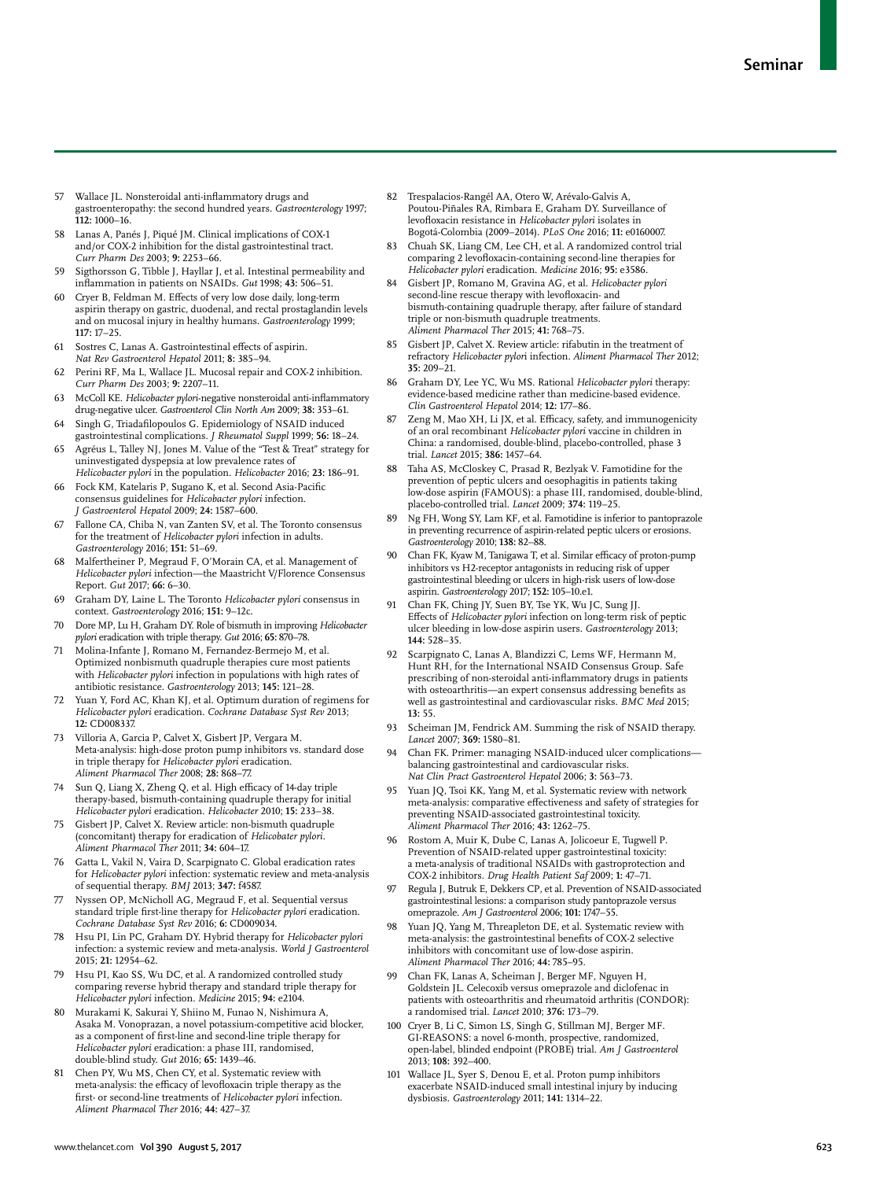57 Wallace JL. Nonsteroidal anti-inflammatory drugs and gastroenteropathy: the second hundred years. *Gastroenterology* 1997; **112:** 1000–16.

58 Lanas A, Panés J, Piqué JM. Clinical implications of COX-1 and/or COX-2 inhibition for the distal gastrointestinal tract. *Curr Pharm Des* 2003; **9:** 2253–66.

59 Sigthorsson G, Tibble J, Hayllar J, et al. Intestinal permeability and inflammation in patients on NSAIDs. *Gut* 1998; **43:** 506–51.

60 Cryer B, Feldman M. Effects of very low dose daily, long-term aspirin therapy on gastric, duodenal, and rectal prostaglandin levels and on mucosal injury in healthy humans. *Gastroenterology* 1999; **117:** 17–25.

61 Sostres C, Lanas A. Gastrointestinal effects of aspirin. *Nat Rev Gastroenterol Hepatol* 2011; **8:** 385–94.

62 Perini RF, Ma L, Wallace JL. Mucosal repair and COX-2 inhibition. *Curr Pharm Des* 2003; **9:** 2207–11.

63 McColl KE. *Helicobacter pylori*-negative nonsteroidal anti-inflammatory drug-negative ulcer. *Gastroenterol Clin North Am* 2009; **38:** 353–61.

64 Singh G, Triadafilopoulos G. Epidemiology of NSAID induced gastrointestinal complications. *J Rheumatol Suppl* 1999; **56:** 18–24.

65 Agréus L, Talley NJ, Jones M. Value of the "Test & Treat" strategy for uninvestigated dyspepsia at low prevalence rates of *Helicobacter pylori* in the population. *Helicobacter* 2016; **23:** 186–91.

66 Fock KM, Katelaris P, Sugano K, et al. Second Asia-Pacific consensus guidelines for *Helicobacter pylori* infection. *J Gastroenterol Hepatol* 2009; **24:** 1587–600.

67 Fallone CA, Chiba N, van Zanten SV, et al. The Toronto consensus for the treatment of *Helicobacter pylori* infection in adults. *Gastroenterology* 2016; **151:** 51–69.

68 Malfertheiner P, Megraud F, O'Morain CA, et al. Management of *Helicobacter pylori* infection—the Maastricht V/Florence Consensus Report. *Gut* 2017; **66:** 6–30.

69 Graham DY, Laine L. The Toronto *Helicobacter pylori* consensus in context. *Gastroenterology* 2016; **151:** 9–12c.

70 Dore MP, Lu H, Graham DY. Role of bismuth in improving *Helicobacter pylori* eradication with triple therapy. *Gut* 2016; **65:** 870–78.

71 Molina-Infante J, Romano M, Fernandez-Bermejo M, et al. Optimized nonbismuth quadruple therapies cure most patients with *Helicobacter pylori* infection in populations with high rates of antibiotic resistance. *Gastroenterology* 2013; **145:** 121–28.

72 Yuan Y, Ford AC, Khan KJ, et al. Optimum duration of regimens for *Helicobacter pylori* eradication. *Cochrane Database Syst Rev* 2013; **12:** CD008337.

73 Villoria A, Garcia P, Calvet X, Gisbert JP, Vergara M. Meta-analysis: high-dose proton pump inhibitors vs. standard dose in triple therapy for *Helicobacter pylori* eradication. *Aliment Pharmacol Ther* 2008; **28:** 868–77.

74 Sun Q, Liang X, Zheng Q, et al. High efficacy of 14-day triple therapy-based, bismuth-containing quadruple therapy for initial *Helicobacter pylori* eradication. *Helicobacter* 2010; **15:** 233–38.

75 Gisbert JP, Calvet X. Review article: non-bismuth quadruple (concomitant) therapy for eradication of *Helicobater pylori*. *Aliment Pharmacol Ther* 2011; **34:** 604–17.

76 Gatta L, Vakil N, Vaira D, Scarpignato C. Global eradication rates for *Helicobacter pylori* infection: systematic review and meta-analysis of sequential therapy. *BMJ* 2013; **347:** f4587.

77 Nyssen OP, McNicholl AG, Megraud F, et al. Sequential versus standard triple first-line therapy for *Helicobacter pylori* eradication. *Cochrane Database Syst Rev* 2016; **6:** CD009034.

78 Hsu PI, Lin PC, Graham DY. Hybrid therapy for *Helicobacter pylori* infection: a systemic review and meta-analysis. *World J Gastroenterol* 2015; **21:** 12954–62.

79 Hsu PI, Kao SS, Wu DC, et al. A randomized controlled study comparing reverse hybrid therapy and standard triple therapy for *Helicobacter pylori* infection. *Medicine* 2015; **94:** e2104.

80 Murakami K, Sakurai Y, Shiino M, Funao N, Nishimura A, Asaka M. Vonoprazan, a novel potassium-competitive acid blocker, as a component of first-line and second-line triple therapy for *Helicobacter pylori* eradication: a phase III, randomised, double-blind study. *Gut* 2016; **65:** 1439–46.

81 Chen PY, Wu MS, Chen CY, et al. Systematic review with meta-analysis: the efficacy of levofloxacin triple therapy as the first- or second-line treatments of *Helicobacter pylori* infection. *Aliment Pharmacol Ther* 2016; **44:** 427–37.

82 Trespalacios-Rangél AA, Otero W, Arévalo-Galvis A, Poutou-Piñales RA, Rimbara E, Graham DY. Surveillance of levofloxacin resistance in *Helicobacter pylori* isolates in Bogotá-Colombia (2009–2014). *PLoS One* 2016; **11:** e0160007.

83 Chuah SK, Liang CM, Lee CH, et al. A randomized control trial comparing 2 levofloxacin-containing second-line therapies for *Helicobacter pylori* eradication. *Medicine* 2016; **95:** e3586.

84 Gisbert JP, Romano M, Gravina AG, et al. *Helicobacter pylori* second-line rescue therapy with levofloxacin- and bismuth-containing quadruple therapy, after failure of standard triple or non-bismuth quadruple treatments. *Aliment Pharmacol Ther* 2015; **41:** 768–75.

85 Gisbert JP, Calvet X. Review article: rifabutin in the treatment of refractory *Helicobacter pylori* infection. *Aliment Pharmacol Ther* 2012; **35:** 209–21.

86 Graham DY, Lee YC, Wu MS. Rational *Helicobacter pylori* therapy: evidence-based medicine rather than medicine-based evidence. *Clin Gastroenterol Hepatol* 2014; **12:** 177–86.

87 Zeng M, Mao XH, Li JX, et al. Efficacy, safety, and immunogenicity of an oral recombinant *Helicobacter pylori* vaccine in children in China: a randomised, double-blind, placebo-controlled, phase 3 trial. *Lancet* 2015; **386:** 1457–64.

88 Taha AS, McCloskey C, Prasad R, Bezlyak V. Famotidine for the prevention of peptic ulcers and oesophagitis in patients taking low-dose aspirin (FAMOUS): a phase III, randomised, double-blind, placebo-controlled trial. *Lancet* 2009; **374:** 119–25.

89 Ng FH, Wong SY, Lam KF, et al. Famotidine is inferior to pantoprazole in preventing recurrence of aspirin-related peptic ulcers or erosions. *Gastroenterology* 2010; **138:** 82–88.

90 Chan FK, Kyaw M, Tanigawa T, et al. Similar efficacy of proton-pump inhibitors vs H2-receptor antagonists in reducing risk of upper gastrointestinal bleeding or ulcers in high-risk users of low-dose aspirin. *Gastroenterology* 2017; **152:** 105–10.e1.

91 Chan FK, Ching JY, Suen BY, Tse YK, Wu JC, Sung JJ. Effects of *Helicobacter pylori* infection on long-term risk of peptic ulcer bleeding in low-dose aspirin users. *Gastroenterology* 2013; **144:** 528–35.

92 Scarpignato C, Lanas A, Blandizzi C, Lems WF, Hermann M, Hunt RH, for the International NSAID Consensus Group. Safe prescribing of non-steroidal anti-inflammatory drugs in patients with osteoarthritis—an expert consensus addressing benefits as well as gastrointestinal and cardiovascular risks. *BMC Med* 2015; **13:** 55.

93 Scheiman JM, Fendrick AM. Summing the risk of NSAID therapy. *Lancet* 2007; **369:** 1580–81.

94 Chan FK. Primer: managing NSAID-induced ulcer complications—balancing gastrointestinal and cardiovascular risks. *Nat Clin Pract Gastroenterol Hepatol* 2006; **3:** 563–73.

95 Yuan JQ, Tsoi KK, Yang M, et al. Systematic review with network meta-analysis: comparative effectiveness and safety of strategies for preventing NSAID-associated gastrointestinal toxicity. *Aliment Pharmacol Ther* 2016; **43:** 1262–75.

96 Rostom A, Muir K, Dube C, Lanas A, Jolicoeur E, Tugwell P. Prevention of NSAID-related upper gastrointestinal toxicity: a meta-analysis of traditional NSAIDs with gastroprotection and COX-2 inhibitors. *Drug Health Patient Saf* 2009; **1:** 47–71.

97 Regula J, Butruk E, Dekkers CP, et al. Prevention of NSAID-associated gastrointestinal lesions: a comparison study pantoprazole versus omeprazole. *Am J Gastroenterol* 2006; **101:** 1747–55.

98 Yuan JQ, Yang M, Threapleton DE, et al. Systematic review with meta-analysis: the gastrointestinal benefits of COX-2 selective inhibitors with concomitant use of low-dose aspirin. *Aliment Pharmacol Ther* 2016; **44:** 785–95.

99 Chan FK, Lanas A, Scheiman J, Berger MF, Nguyen H, Goldstein JL. Celecoxib versus omeprazole and diclofenac in patients with osteoarthritis and rheumatoid arthritis (CONDOR): a randomised trial. *Lancet* 2010; **376:** 173–79.

100 Cryer B, Li C, Simon LS, Singh G, Stillman MJ, Berger MF. GI-REASONS: a novel 6-month, prospective, randomized, open-label, blinded endpoint (PROBE) trial. *Am J Gastroenterol* 2013; **108:** 392–400.

101 Wallace JL, Syer S, Denou E, et al. Proton pump inhibitors exacerbate NSAID-induced small intestinal injury by inducing dysbiosis. *Gastroenterology* 2011; **141:** 1314–22.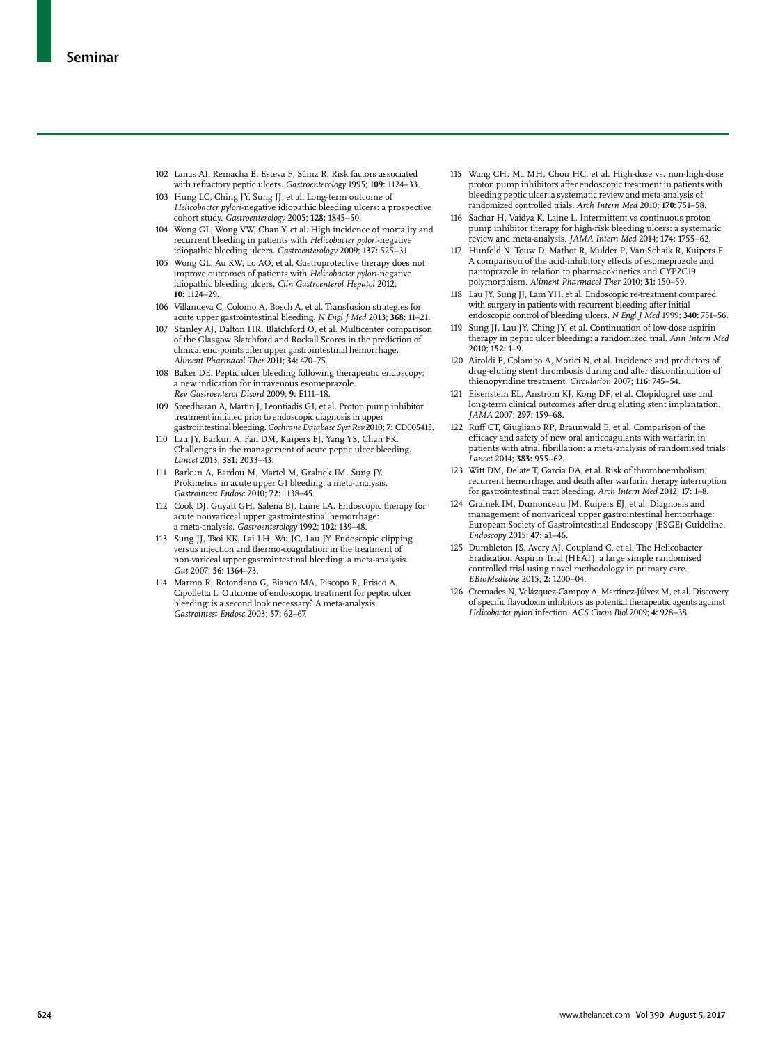102 Lanas AI, Remacha B, Esteva F, Sáinz R. Risk factors associated with refractory peptic ulcers. *Gastroenterology* 1995; **109:** 1124–33.

103 Hung LC, Ching JY, Sung JJ, et al. Long-term outcome of *Helicobacter pylori*-negative idiopathic bleeding ulcers: a prospective cohort study. *Gastroenterology* 2005; **128:** 1845–50.

104 Wong GL, Wong VW, Chan Y, et al. High incidence of mortality and recurrent bleeding in patients with *Helicobacter pylori*-negative idiopathic bleeding ulcers. *Gastroenterology* 2009; **137:** 525–31.

105 Wong GL, Au KW, Lo AO, et al. Gastroprotective therapy does not improve outcomes of patients with *Helicobacter pylori*-negative idiopathic bleeding ulcers. *Clin Gastroenterol Hepatol* 2012; **10:** 1124–29.

106 Villanueva C, Colomo A, Bosch A, et al. Transfusion strategies for acute upper gastrointestinal bleeding. *N Engl J Med* 2013; **368:** 11–21.

107 Stanley AJ, Dalton HR, Blatchford O, et al. Multicenter comparison of the Glasgow Blatchford and Rockall Scores in the prediction of clinical end-points after upper gastrointestinal hemorrhage. *Aliment Pharmacol Ther* 2011; **34:** 470–75.

108 Baker DE. Peptic ulcer bleeding following therapeutic endoscopy: a new indication for intravenous esomeprazole. *Rev Gastroenterol Disord* 2009; **9:** E111–18.

109 Sreedharan A, Martin J, Leontiadis GI, et al. Proton pump inhibitor treatment initiated prior to endoscopic diagnosis in upper gastrointestinal bleeding. *Cochrane Database Syst Rev* 2010; **7:** CD005415.

110 Lau JY, Barkun A, Fan DM, Kuipers EJ, Yang YS, Chan FK. Challenges in the management of acute peptic ulcer bleeding. *Lancet* 2013; **381:** 2033–43.

111 Barkun A, Bardou M, Martel M, Gralnek IM, Sung JY. Prokinetics in acute upper GI bleeding: a meta-analysis. *Gastrointest Endosc* 2010; **72:** 1138–45.

112 Cook DJ, Guyatt GH, Salena BJ, Laine LA. Endoscopic therapy for acute nonvariceal upper gastrointestinal hemorrhage: a meta-analysis. *Gastroenterology* 1992; **102:** 139–48.

113 Sung JJ, Tsoi KK, Lai LH, Wu JC, Lau JY. Endoscopic clipping versus injection and thermo-coagulation in the treatment of non-variceal upper gastrointestinal bleeding: a meta-analysis. *Gut* 2007; **56:** 1364–73.

114 Marmo R, Rotondano G, Bianco MA, Piscopo R, Prisco A, Cipolletta L. Outcome of endoscopic treatment for peptic ulcer bleeding: is a second look necessary? A meta-analysis. *Gastrointest Endosc* 2003; **57:** 62–67.

115 Wang CH, Ma MH, Chou HC, et al. High-dose vs. non-high-dose proton pump inhibitors after endoscopic treatment in patients with bleeding peptic ulcer: a systematic review and meta-analysis of randomized controlled trials. *Arch Intern Med* 2010; **170:** 751–58.

116 Sachar H, Vaidya K, Laine L. Intermittent vs continuous proton pump inhibitor therapy for high-risk bleeding ulcers: a systematic review and meta-analysis. *JAMA Intern Med* 2014; **174:** 1755–62.

117 Hunfeld N, Touw D, Mathot R, Mulder P, Van Schaik R, Kuipers E. A comparison of the acid-inhibitory effects of esomeprazole and pantoprazole in relation to pharmacokinetics and CYP2C19 polymorphism. *Aliment Pharmacol Ther* 2010; **31:** 150–59.

118 Lau JY, Sung JJ, Lam YH, et al. Endoscopic re-treatment compared with surgery in patients with recurrent bleeding after initial endoscopic control of bleeding ulcers. *N Engl J Med* 1999; **340:** 751–56.

119 Sung JJ, Lau JY, Ching JY, et al. Continuation of low-dose aspirin therapy in peptic ulcer bleeding: a randomized trial. *Ann Intern Med* 2010; **152:** 1–9.

120 Airoldi F, Colombo A, Morici N, et al. Incidence and predictors of drug-eluting stent thrombosis during and after discontinuation of thienopyridine treatment. *Circulation* 2007; **116:** 745–54.

121 Eisenstein EL, Anstrom KJ, Kong DF, et al. Clopidogrel use and long-term clinical outcomes after drug eluting stent implantation. *JAMA* 2007; **297:** 159–68.

122 Ruff CT, Giugliano RP, Braunwald E, et al. Comparison of the efficacy and safety of new oral anticoagulants with warfarin in patients with atrial fibrillation: a meta-analysis of randomised trials. *Lancet* 2014; **383:** 955–62.

123 Witt DM, Delate T, Garcia DA, et al. Risk of thromboembolism, recurrent hemorrhage, and death after warfarin therapy interruption for gastrointestinal tract bleeding. *Arch Intern Med* 2012; **17:** 1–8.

124 Gralnek IM, Dumonceau JM, Kuipers EJ, et al. Diagnosis and management of nonvariceal upper gastrointestinal hemorrhage: European Society of Gastrointestinal Endoscopy (ESGE) Guideline. *Endoscopy* 2015; **47:** a1–46.

125 Dumbleton JS, Avery AJ, Coupland C, et al. The Helicobacter Eradication Aspirin Trial (HEAT): a large simple randomised controlled trial using novel methodology in primary care. *EBioMedicine* 2015; **2:** 1200–04.

126 Cremades N, Velázquez-Campoy A, Martínez-Júlvez M, et al. Discovery of specific flavodoxin inhibitors as potential therapeutic agents against *Helicobacter pylori* infection. *ACS Chem Biol* 2009; **4:** 928–38.